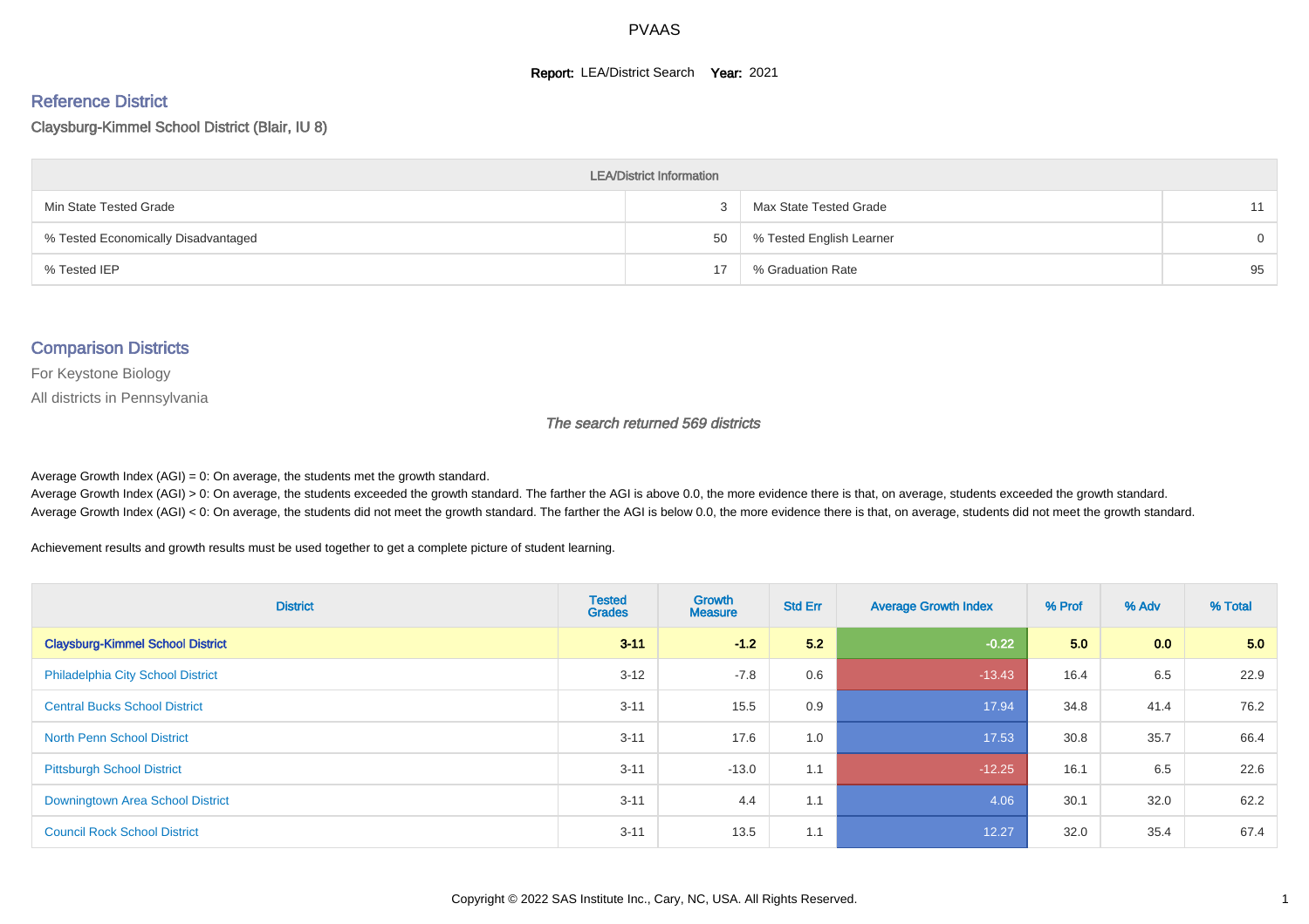# PVAAS

**Report:** LEA/District Search **Year:** 2021

## Reference District

Claysburg-Kimmel School District (Blair, IU 8)

| LEA/District Information | | | |
|---|---|---|---|
| Min State Tested Grade | 3 | Max State Tested Grade | 11 |
| % Tested Economically Disadvantaged | 50 | % Tested English Learner | 0 |
| % Tested IEP | 17 | % Graduation Rate | 95 |

## Comparison Districts

For Keystone Biology

All districts in Pennsylvania

*The search returned 569 districts*

Average Growth Index (AGI) = 0: On average, the students met the growth standard.
Average Growth Index (AGI) > 0: On average, the students exceeded the growth standard. The farther the AGI is above 0.0, the more evidence there is that, on average, students exceeded the growth standard.
Average Growth Index (AGI) < 0: On average, the students did not meet the growth standard. The farther the AGI is below 0.0, the more evidence there is that, on average, students did not meet the growth standard.

Achievement results and growth results must be used together to get a complete picture of student learning.

| District | Tested Grades | Growth Measure | Std Err | Average Growth Index | % Prof | % Adv | % Total |
|---|---|---|---|---|---|---|---|
| **Claysburg-Kimmel School District** | **3-11** | **-1.2** | **5.2** | **-0.22** | **5.0** | **0.0** | **5.0** |
| Philadelphia City School District | 3-12 | -7.8 | 0.6 | -13.43 | 16.4 | 6.5 | 22.9 |
| Central Bucks School District | 3-11 | 15.5 | 0.9 | 17.94 | 34.8 | 41.4 | 76.2 |
| North Penn School District | 3-11 | 17.6 | 1.0 | 17.53 | 30.8 | 35.7 | 66.4 |
| Pittsburgh School District | 3-11 | -13.0 | 1.1 | -12.25 | 16.1 | 6.5 | 22.6 |
| Downingtown Area School District | 3-11 | 4.4 | 1.1 | 4.06 | 30.1 | 32.0 | 62.2 |
| Council Rock School District | 3-11 | 13.5 | 1.1 | 12.27 | 32.0 | 35.4 | 67.4 |

Copyright © 2022 SAS Institute Inc., Cary, NC, USA. All Rights Reserved.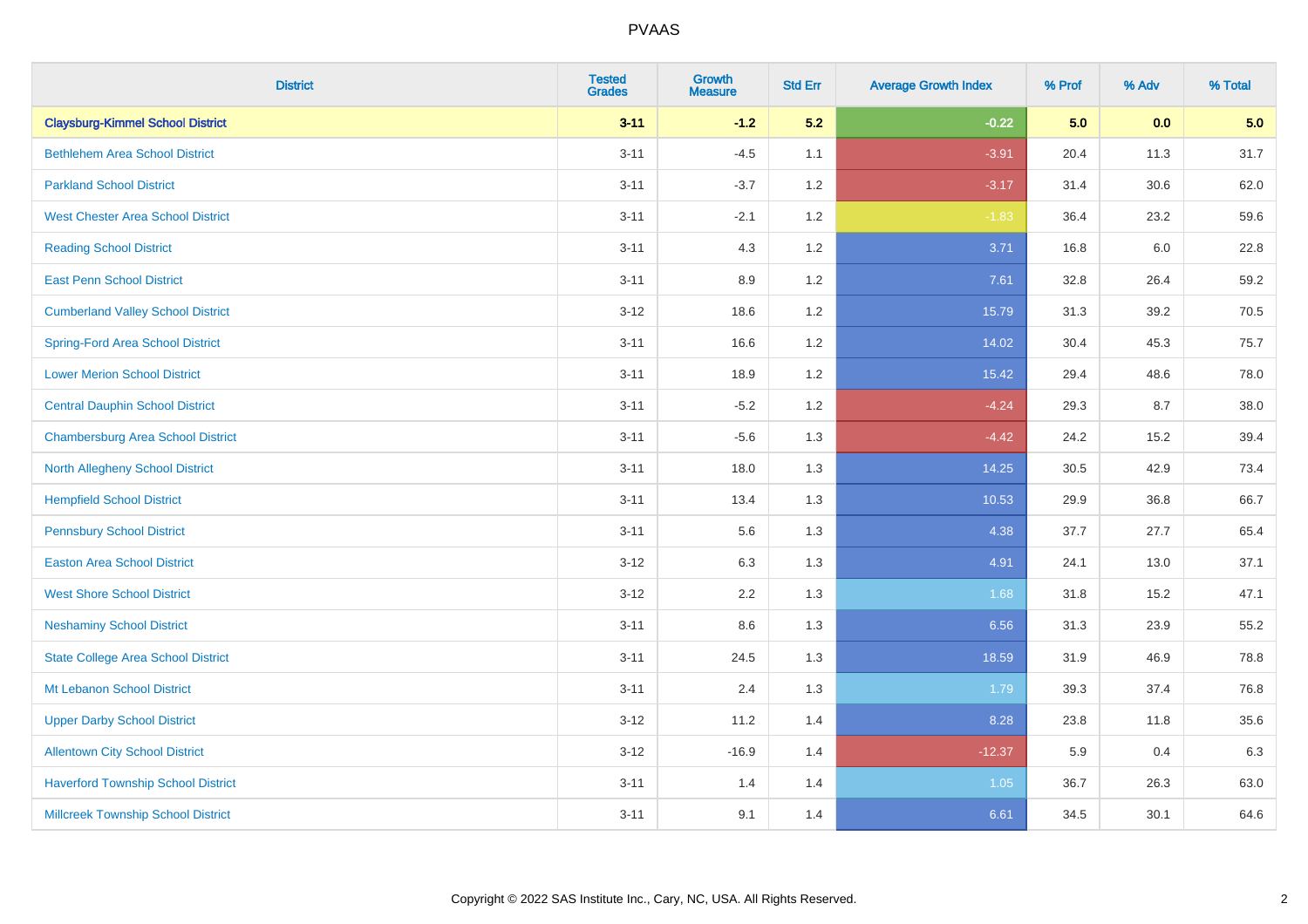| District | Tested Grades | Growth Measure | Std Err | Average Growth Index | % Prof | % Adv | % Total |
|---|---|---|---|---|---|---|---|
| **Claysburg-Kimmel School District** | **3-11** | **-1.2** | **5.2** | **-0.22** | **5.0** | **0.0** | **5.0** |
| Bethlehem Area School District | 3-11 | -4.5 | 1.1 | -3.91 | 20.4 | 11.3 | 31.7 |
| Parkland School District | 3-11 | -3.7 | 1.2 | -3.17 | 31.4 | 30.6 | 62.0 |
| West Chester Area School District | 3-11 | -2.1 | 1.2 | -1.83 | 36.4 | 23.2 | 59.6 |
| Reading School District | 3-11 | 4.3 | 1.2 | 3.71 | 16.8 | 6.0 | 22.8 |
| East Penn School District | 3-11 | 8.9 | 1.2 | 7.61 | 32.8 | 26.4 | 59.2 |
| Cumberland Valley School District | 3-12 | 18.6 | 1.2 | 15.79 | 31.3 | 39.2 | 70.5 |
| Spring-Ford Area School District | 3-11 | 16.6 | 1.2 | 14.02 | 30.4 | 45.3 | 75.7 |
| Lower Merion School District | 3-11 | 18.9 | 1.2 | 15.42 | 29.4 | 48.6 | 78.0 |
| Central Dauphin School District | 3-11 | -5.2 | 1.2 | -4.24 | 29.3 | 8.7 | 38.0 |
| Chambersburg Area School District | 3-11 | -5.6 | 1.3 | -4.42 | 24.2 | 15.2 | 39.4 |
| North Allegheny School District | 3-11 | 18.0 | 1.3 | 14.25 | 30.5 | 42.9 | 73.4 |
| Hempfield School District | 3-11 | 13.4 | 1.3 | 10.53 | 29.9 | 36.8 | 66.7 |
| Pennsbury School District | 3-11 | 5.6 | 1.3 | 4.38 | 37.7 | 27.7 | 65.4 |
| Easton Area School District | 3-12 | 6.3 | 1.3 | 4.91 | 24.1 | 13.0 | 37.1 |
| West Shore School District | 3-12 | 2.2 | 1.3 | 1.68 | 31.8 | 15.2 | 47.1 |
| Neshaminy School District | 3-11 | 8.6 | 1.3 | 6.56 | 31.3 | 23.9 | 55.2 |
| State College Area School District | 3-11 | 24.5 | 1.3 | 18.59 | 31.9 | 46.9 | 78.8 |
| Mt Lebanon School District | 3-11 | 2.4 | 1.3 | 1.79 | 39.3 | 37.4 | 76.8 |
| Upper Darby School District | 3-12 | 11.2 | 1.4 | 8.28 | 23.8 | 11.8 | 35.6 |
| Allentown City School District | 3-12 | -16.9 | 1.4 | -12.37 | 5.9 | 0.4 | 6.3 |
| Haverford Township School District | 3-11 | 1.4 | 1.4 | 1.05 | 36.7 | 26.3 | 63.0 |
| Millcreek Township School District | 3-11 | 9.1 | 1.4 | 6.61 | 34.5 | 30.1 | 64.6 |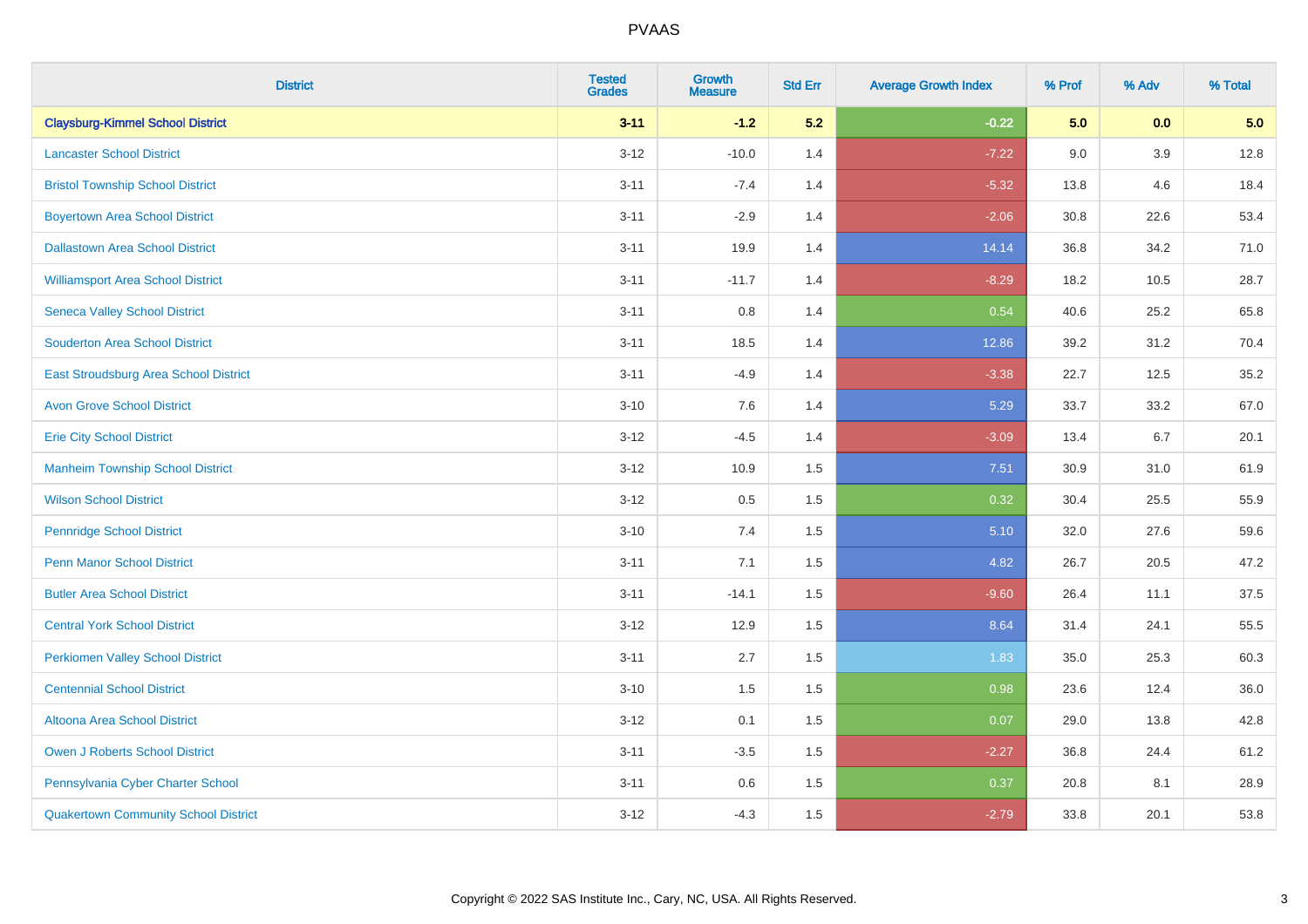# PVAAS

| District | Tested Grades | Growth Measure | Std Err | Average Growth Index | % Prof | % Adv | % Total |
|---|---|---|---|---|---|---|---|
| **Claysburg-Kimmel School District** | **3-11** | **-1.2** | **5.2** | **-0.22** | **5.0** | **0.0** | **5.0** |
| Lancaster School District | 3-12 | -10.0 | 1.4 | -7.22 | 9.0 | 3.9 | 12.8 |
| Bristol Township School District | 3-11 | -7.4 | 1.4 | -5.32 | 13.8 | 4.6 | 18.4 |
| Boyertown Area School District | 3-11 | -2.9 | 1.4 | -2.06 | 30.8 | 22.6 | 53.4 |
| Dallastown Area School District | 3-11 | 19.9 | 1.4 | 14.14 | 36.8 | 34.2 | 71.0 |
| Williamsport Area School District | 3-11 | -11.7 | 1.4 | -8.29 | 18.2 | 10.5 | 28.7 |
| Seneca Valley School District | 3-11 | 0.8 | 1.4 | 0.54 | 40.6 | 25.2 | 65.8 |
| Souderton Area School District | 3-11 | 18.5 | 1.4 | 12.86 | 39.2 | 31.2 | 70.4 |
| East Stroudsburg Area School District | 3-11 | -4.9 | 1.4 | -3.38 | 22.7 | 12.5 | 35.2 |
| Avon Grove School District | 3-10 | 7.6 | 1.4 | 5.29 | 33.7 | 33.2 | 67.0 |
| Erie City School District | 3-12 | -4.5 | 1.4 | -3.09 | 13.4 | 6.7 | 20.1 |
| Manheim Township School District | 3-12 | 10.9 | 1.5 | 7.51 | 30.9 | 31.0 | 61.9 |
| Wilson School District | 3-12 | 0.5 | 1.5 | 0.32 | 30.4 | 25.5 | 55.9 |
| Pennridge School District | 3-10 | 7.4 | 1.5 | 5.10 | 32.0 | 27.6 | 59.6 |
| Penn Manor School District | 3-11 | 7.1 | 1.5 | 4.82 | 26.7 | 20.5 | 47.2 |
| Butler Area School District | 3-11 | -14.1 | 1.5 | -9.60 | 26.4 | 11.1 | 37.5 |
| Central York School District | 3-12 | 12.9 | 1.5 | 8.64 | 31.4 | 24.1 | 55.5 |
| Perkiomen Valley School District | 3-11 | 2.7 | 1.5 | 1.83 | 35.0 | 25.3 | 60.3 |
| Centennial School District | 3-10 | 1.5 | 1.5 | 0.98 | 23.6 | 12.4 | 36.0 |
| Altoona Area School District | 3-12 | 0.1 | 1.5 | 0.07 | 29.0 | 13.8 | 42.8 |
| Owen J Roberts School District | 3-11 | -3.5 | 1.5 | -2.27 | 36.8 | 24.4 | 61.2 |
| Pennsylvania Cyber Charter School | 3-11 | 0.6 | 1.5 | 0.37 | 20.8 | 8.1 | 28.9 |
| Quakertown Community School District | 3-12 | -4.3 | 1.5 | -2.79 | 33.8 | 20.1 | 53.8 |

Copyright © 2022 SAS Institute Inc., Cary, NC, USA. All Rights Reserved.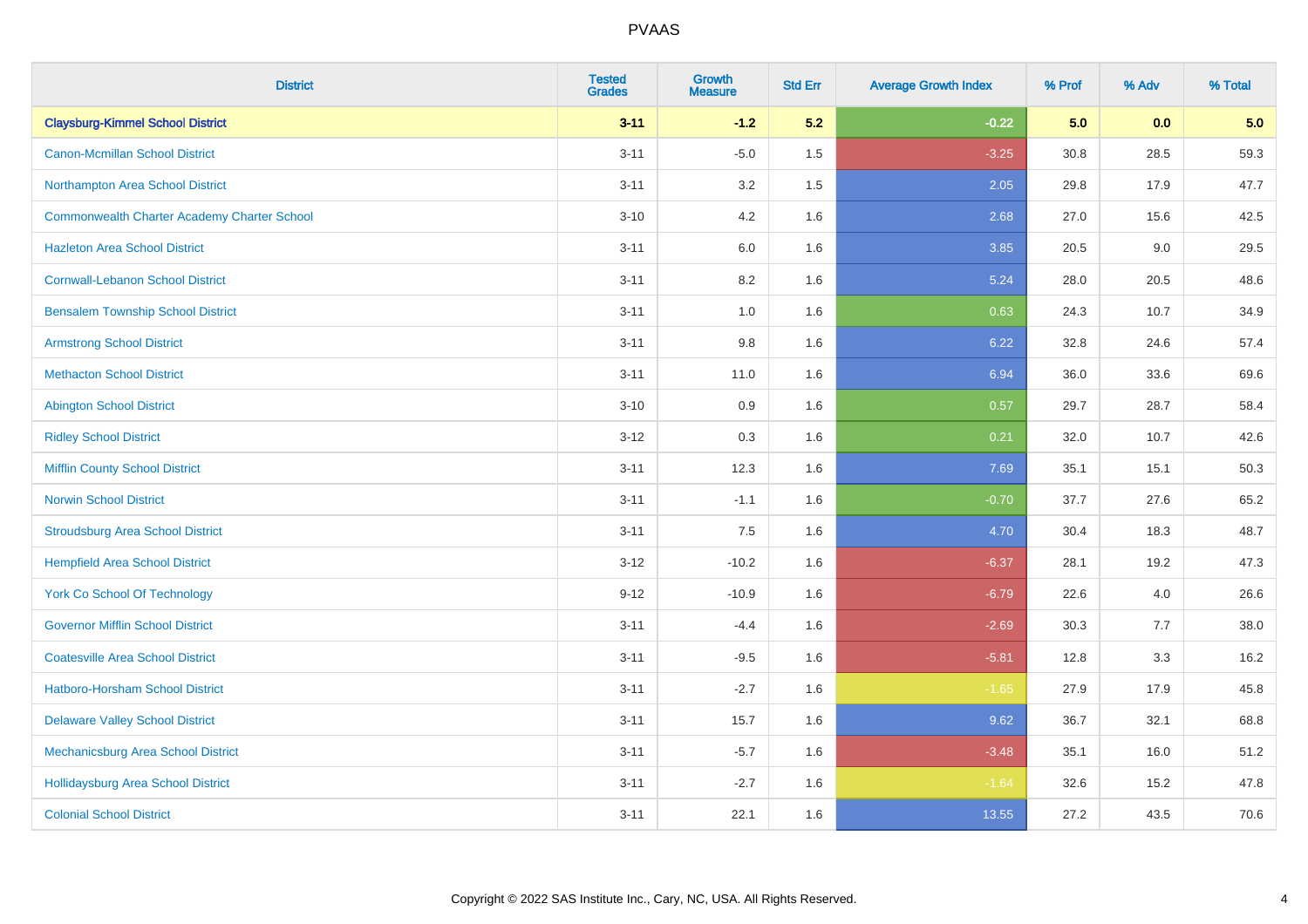| District | Tested Grades | Growth Measure | Std Err | Average Growth Index | % Prof | % Adv | % Total |
|---|---|---|---|---|---|---|---|
| **Claysburg-Kimmel School District** | **3-11** | **-1.2** | **5.2** | **-0.22** | **5.0** | **0.0** | **5.0** |
| Canon-Mcmillan School District | 3-11 | -5.0 | 1.5 | -3.25 | 30.8 | 28.5 | 59.3 |
| Northampton Area School District | 3-11 | 3.2 | 1.5 | 2.05 | 29.8 | 17.9 | 47.7 |
| Commonwealth Charter Academy Charter School | 3-10 | 4.2 | 1.6 | 2.68 | 27.0 | 15.6 | 42.5 |
| Hazleton Area School District | 3-11 | 6.0 | 1.6 | 3.85 | 20.5 | 9.0 | 29.5 |
| Cornwall-Lebanon School District | 3-11 | 8.2 | 1.6 | 5.24 | 28.0 | 20.5 | 48.6 |
| Bensalem Township School District | 3-11 | 1.0 | 1.6 | 0.63 | 24.3 | 10.7 | 34.9 |
| Armstrong School District | 3-11 | 9.8 | 1.6 | 6.22 | 32.8 | 24.6 | 57.4 |
| Methacton School District | 3-11 | 11.0 | 1.6 | 6.94 | 36.0 | 33.6 | 69.6 |
| Abington School District | 3-10 | 0.9 | 1.6 | 0.57 | 29.7 | 28.7 | 58.4 |
| Ridley School District | 3-12 | 0.3 | 1.6 | 0.21 | 32.0 | 10.7 | 42.6 |
| Mifflin County School District | 3-11 | 12.3 | 1.6 | 7.69 | 35.1 | 15.1 | 50.3 |
| Norwin School District | 3-11 | -1.1 | 1.6 | -0.70 | 37.7 | 27.6 | 65.2 |
| Stroudsburg Area School District | 3-11 | 7.5 | 1.6 | 4.70 | 30.4 | 18.3 | 48.7 |
| Hempfield Area School District | 3-12 | -10.2 | 1.6 | -6.37 | 28.1 | 19.2 | 47.3 |
| York Co School Of Technology | 9-12 | -10.9 | 1.6 | -6.79 | 22.6 | 4.0 | 26.6 |
| Governor Mifflin School District | 3-11 | -4.4 | 1.6 | -2.69 | 30.3 | 7.7 | 38.0 |
| Coatesville Area School District | 3-11 | -9.5 | 1.6 | -5.81 | 12.8 | 3.3 | 16.2 |
| Hatboro-Horsham School District | 3-11 | -2.7 | 1.6 | -1.65 | 27.9 | 17.9 | 45.8 |
| Delaware Valley School District | 3-11 | 15.7 | 1.6 | 9.62 | 36.7 | 32.1 | 68.8 |
| Mechanicsburg Area School District | 3-11 | -5.7 | 1.6 | -3.48 | 35.1 | 16.0 | 51.2 |
| Hollidaysburg Area School District | 3-11 | -2.7 | 1.6 | -1.64 | 32.6 | 15.2 | 47.8 |
| Colonial School District | 3-11 | 22.1 | 1.6 | 13.55 | 27.2 | 43.5 | 70.6 |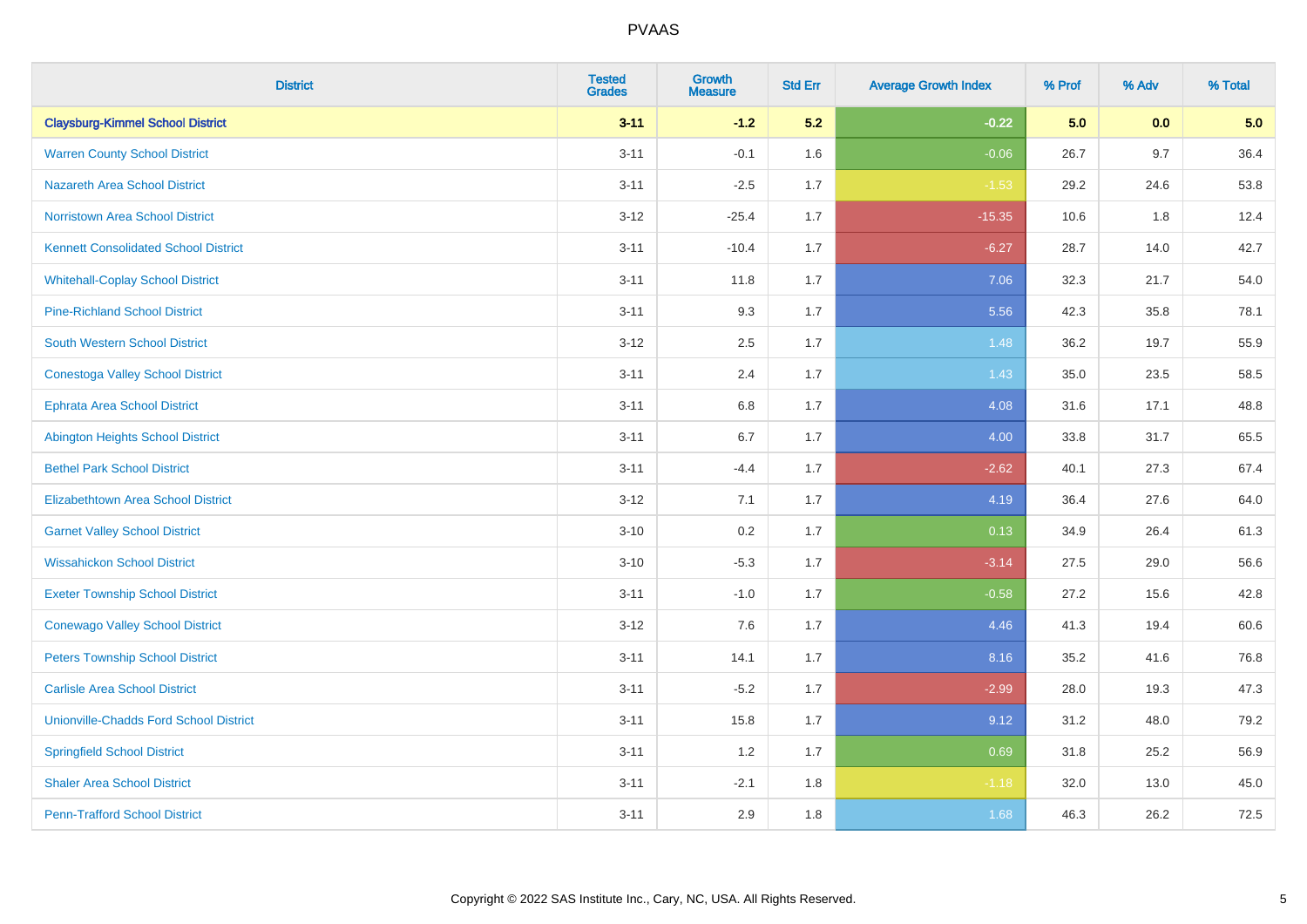PVAAS

| District | Tested Grades | Growth Measure | Std Err | Average Growth Index | % Prof | % Adv | % Total |
|---|---|---|---|---|---|---|---|
| **Claysburg-Kimmel School District** | **3-11** | **-1.2** | **5.2** | **-0.22** | **5.0** | **0.0** | **5.0** |
| Warren County School District | 3-11 | -0.1 | 1.6 | -0.06 | 26.7 | 9.7 | 36.4 |
| Nazareth Area School District | 3-11 | -2.5 | 1.7 | -1.53 | 29.2 | 24.6 | 53.8 |
| Norristown Area School District | 3-12 | -25.4 | 1.7 | -15.35 | 10.6 | 1.8 | 12.4 |
| Kennett Consolidated School District | 3-11 | -10.4 | 1.7 | -6.27 | 28.7 | 14.0 | 42.7 |
| Whitehall-Coplay School District | 3-11 | 11.8 | 1.7 | 7.06 | 32.3 | 21.7 | 54.0 |
| Pine-Richland School District | 3-11 | 9.3 | 1.7 | 5.56 | 42.3 | 35.8 | 78.1 |
| South Western School District | 3-12 | 2.5 | 1.7 | 1.48 | 36.2 | 19.7 | 55.9 |
| Conestoga Valley School District | 3-11 | 2.4 | 1.7 | 1.43 | 35.0 | 23.5 | 58.5 |
| Ephrata Area School District | 3-11 | 6.8 | 1.7 | 4.08 | 31.6 | 17.1 | 48.8 |
| Abington Heights School District | 3-11 | 6.7 | 1.7 | 4.00 | 33.8 | 31.7 | 65.5 |
| Bethel Park School District | 3-11 | -4.4 | 1.7 | -2.62 | 40.1 | 27.3 | 67.4 |
| Elizabethtown Area School District | 3-12 | 7.1 | 1.7 | 4.19 | 36.4 | 27.6 | 64.0 |
| Garnet Valley School District | 3-10 | 0.2 | 1.7 | 0.13 | 34.9 | 26.4 | 61.3 |
| Wissahickon School District | 3-10 | -5.3 | 1.7 | -3.14 | 27.5 | 29.0 | 56.6 |
| Exeter Township School District | 3-11 | -1.0 | 1.7 | -0.58 | 27.2 | 15.6 | 42.8 |
| Conewago Valley School District | 3-12 | 7.6 | 1.7 | 4.46 | 41.3 | 19.4 | 60.6 |
| Peters Township School District | 3-11 | 14.1 | 1.7 | 8.16 | 35.2 | 41.6 | 76.8 |
| Carlisle Area School District | 3-11 | -5.2 | 1.7 | -2.99 | 28.0 | 19.3 | 47.3 |
| Unionville-Chadds Ford School District | 3-11 | 15.8 | 1.7 | 9.12 | 31.2 | 48.0 | 79.2 |
| Springfield School District | 3-11 | 1.2 | 1.7 | 0.69 | 31.8 | 25.2 | 56.9 |
| Shaler Area School District | 3-11 | -2.1 | 1.8 | -1.18 | 32.0 | 13.0 | 45.0 |
| Penn-Trafford School District | 3-11 | 2.9 | 1.8 | 1.68 | 46.3 | 26.2 | 72.5 |

Copyright © 2022 SAS Institute Inc., Cary, NC, USA. All Rights Reserved.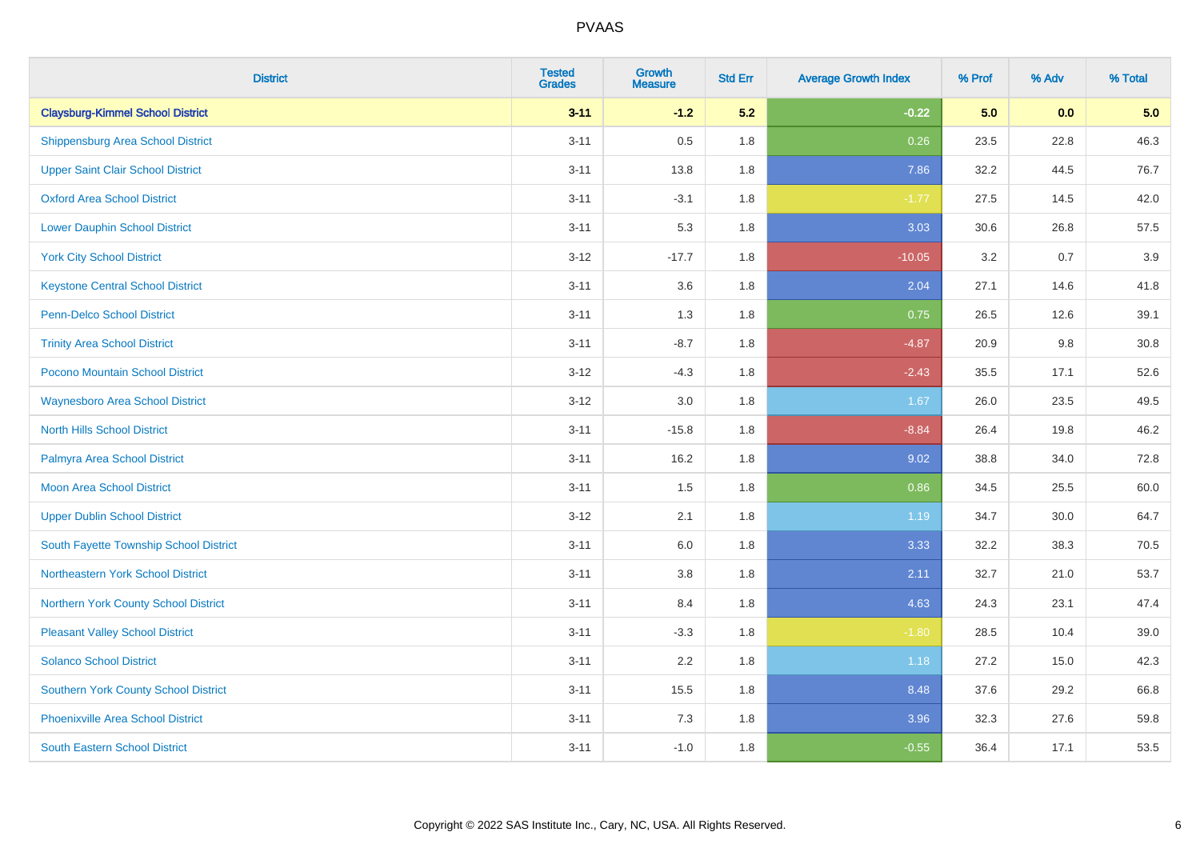PVAAS

| District | Tested Grades | Growth Measure | Std Err | Average Growth Index | % Prof | % Adv | % Total |
|---|---|---|---|---|---|---|---|
| **Claysburg-Kimmel School District** | **3-11** | **-1.2** | **5.2** | **-0.22** | **5.0** | **0.0** | **5.0** |
| Shippensburg Area School District | 3-11 | 0.5 | 1.8 | 0.26 | 23.5 | 22.8 | 46.3 |
| Upper Saint Clair School District | 3-11 | 13.8 | 1.8 | 7.86 | 32.2 | 44.5 | 76.7 |
| Oxford Area School District | 3-11 | -3.1 | 1.8 | -1.77 | 27.5 | 14.5 | 42.0 |
| Lower Dauphin School District | 3-11 | 5.3 | 1.8 | 3.03 | 30.6 | 26.8 | 57.5 |
| York City School District | 3-12 | -17.7 | 1.8 | -10.05 | 3.2 | 0.7 | 3.9 |
| Keystone Central School District | 3-11 | 3.6 | 1.8 | 2.04 | 27.1 | 14.6 | 41.8 |
| Penn-Delco School District | 3-11 | 1.3 | 1.8 | 0.75 | 26.5 | 12.6 | 39.1 |
| Trinity Area School District | 3-11 | -8.7 | 1.8 | -4.87 | 20.9 | 9.8 | 30.8 |
| Pocono Mountain School District | 3-12 | -4.3 | 1.8 | -2.43 | 35.5 | 17.1 | 52.6 |
| Waynesboro Area School District | 3-12 | 3.0 | 1.8 | 1.67 | 26.0 | 23.5 | 49.5 |
| North Hills School District | 3-11 | -15.8 | 1.8 | -8.84 | 26.4 | 19.8 | 46.2 |
| Palmyra Area School District | 3-11 | 16.2 | 1.8 | 9.02 | 38.8 | 34.0 | 72.8 |
| Moon Area School District | 3-11 | 1.5 | 1.8 | 0.86 | 34.5 | 25.5 | 60.0 |
| Upper Dublin School District | 3-12 | 2.1 | 1.8 | 1.19 | 34.7 | 30.0 | 64.7 |
| South Fayette Township School District | 3-11 | 6.0 | 1.8 | 3.33 | 32.2 | 38.3 | 70.5 |
| Northeastern York School District | 3-11 | 3.8 | 1.8 | 2.11 | 32.7 | 21.0 | 53.7 |
| Northern York County School District | 3-11 | 8.4 | 1.8 | 4.63 | 24.3 | 23.1 | 47.4 |
| Pleasant Valley School District | 3-11 | -3.3 | 1.8 | -1.80 | 28.5 | 10.4 | 39.0 |
| Solanco School District | 3-11 | 2.2 | 1.8 | 1.18 | 27.2 | 15.0 | 42.3 |
| Southern York County School District | 3-11 | 15.5 | 1.8 | 8.48 | 37.6 | 29.2 | 66.8 |
| Phoenixville Area School District | 3-11 | 7.3 | 1.8 | 3.96 | 32.3 | 27.6 | 59.8 |
| South Eastern School District | 3-11 | -1.0 | 1.8 | -0.55 | 36.4 | 17.1 | 53.5 |

Copyright © 2022 SAS Institute Inc., Cary, NC, USA. All Rights Reserved.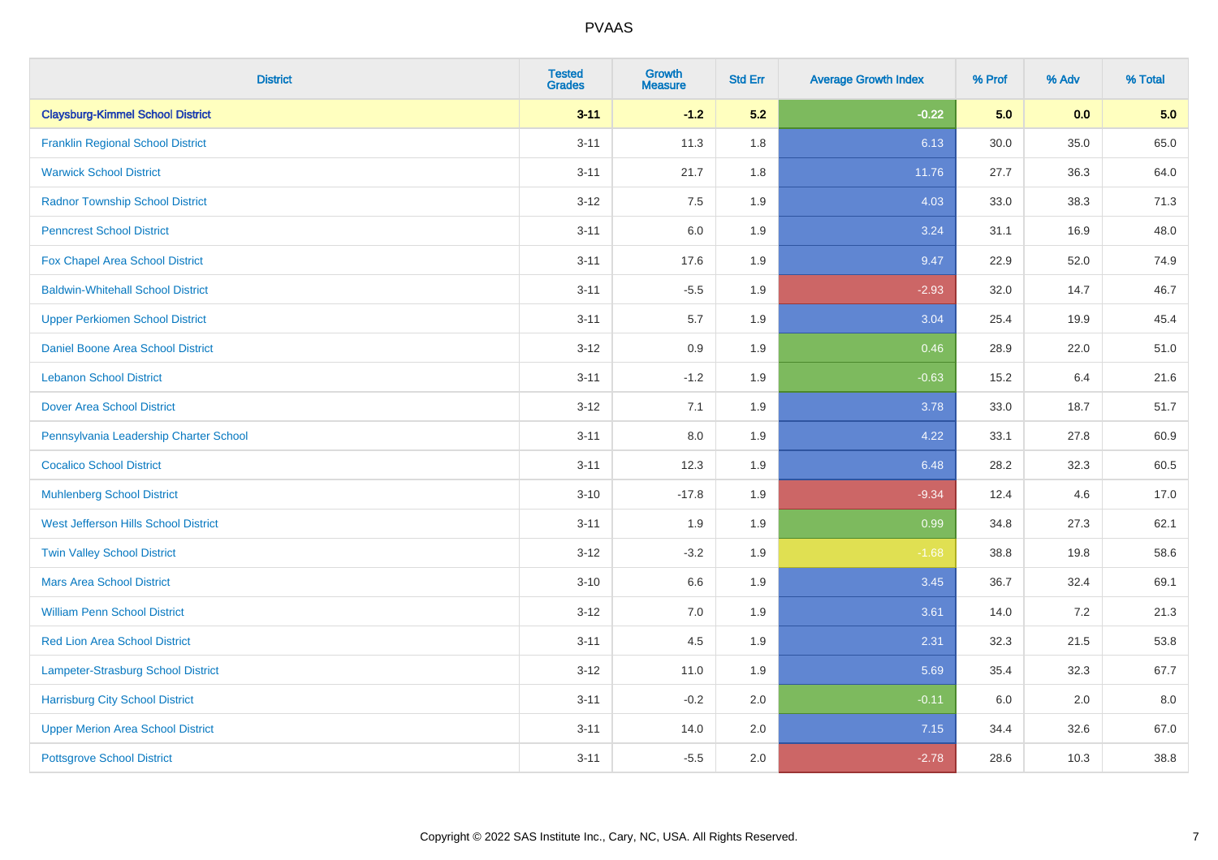| District | Tested Grades | Growth Measure | Std Err | Average Growth Index | % Prof | % Adv | % Total |
|---|---|---|---|---|---|---|---|
| **Claysburg-Kimmel School District** | **3-11** | **-1.2** | **5.2** | **-0.22** | **5.0** | **0.0** | **5.0** |
| Franklin Regional School District | 3-11 | 11.3 | 1.8 | 6.13 | 30.0 | 35.0 | 65.0 |
| Warwick School District | 3-11 | 21.7 | 1.8 | 11.76 | 27.7 | 36.3 | 64.0 |
| Radnor Township School District | 3-12 | 7.5 | 1.9 | 4.03 | 33.0 | 38.3 | 71.3 |
| Penncrest School District | 3-11 | 6.0 | 1.9 | 3.24 | 31.1 | 16.9 | 48.0 |
| Fox Chapel Area School District | 3-11 | 17.6 | 1.9 | 9.47 | 22.9 | 52.0 | 74.9 |
| Baldwin-Whitehall School District | 3-11 | -5.5 | 1.9 | -2.93 | 32.0 | 14.7 | 46.7 |
| Upper Perkiomen School District | 3-11 | 5.7 | 1.9 | 3.04 | 25.4 | 19.9 | 45.4 |
| Daniel Boone Area School District | 3-12 | 0.9 | 1.9 | 0.46 | 28.9 | 22.0 | 51.0 |
| Lebanon School District | 3-11 | -1.2 | 1.9 | -0.63 | 15.2 | 6.4 | 21.6 |
| Dover Area School District | 3-12 | 7.1 | 1.9 | 3.78 | 33.0 | 18.7 | 51.7 |
| Pennsylvania Leadership Charter School | 3-11 | 8.0 | 1.9 | 4.22 | 33.1 | 27.8 | 60.9 |
| Cocalico School District | 3-11 | 12.3 | 1.9 | 6.48 | 28.2 | 32.3 | 60.5 |
| Muhlenberg School District | 3-10 | -17.8 | 1.9 | -9.34 | 12.4 | 4.6 | 17.0 |
| West Jefferson Hills School District | 3-11 | 1.9 | 1.9 | 0.99 | 34.8 | 27.3 | 62.1 |
| Twin Valley School District | 3-12 | -3.2 | 1.9 | -1.68 | 38.8 | 19.8 | 58.6 |
| Mars Area School District | 3-10 | 6.6 | 1.9 | 3.45 | 36.7 | 32.4 | 69.1 |
| William Penn School District | 3-12 | 7.0 | 1.9 | 3.61 | 14.0 | 7.2 | 21.3 |
| Red Lion Area School District | 3-11 | 4.5 | 1.9 | 2.31 | 32.3 | 21.5 | 53.8 |
| Lampeter-Strasburg School District | 3-12 | 11.0 | 1.9 | 5.69 | 35.4 | 32.3 | 67.7 |
| Harrisburg City School District | 3-11 | -0.2 | 2.0 | -0.11 | 6.0 | 2.0 | 8.0 |
| Upper Merion Area School District | 3-11 | 14.0 | 2.0 | 7.15 | 34.4 | 32.6 | 67.0 |
| Pottsgrove School District | 3-11 | -5.5 | 2.0 | -2.78 | 28.6 | 10.3 | 38.8 |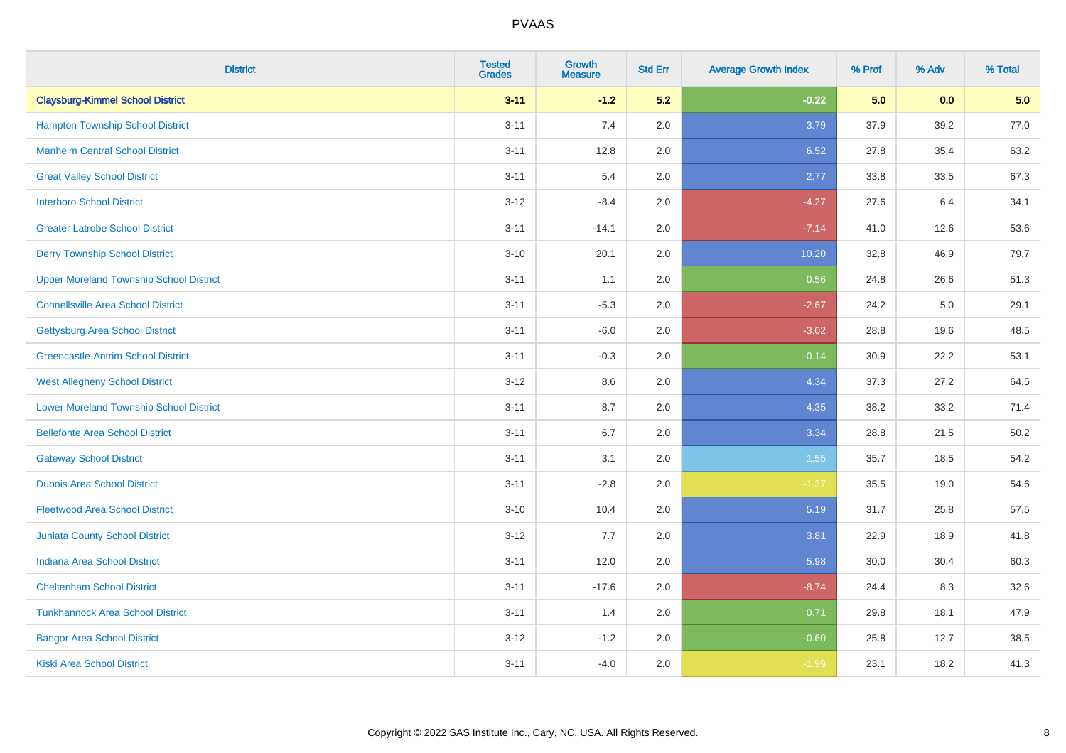| District | Tested Grades | Growth Measure | Std Err | Average Growth Index | % Prof | % Adv | % Total |
|---|---|---|---|---|---|---|---|
| **Claysburg-Kimmel School District** | **3-11** | **-1.2** | **5.2** | **-0.22** | **5.0** | **0.0** | **5.0** |
| Hampton Township School District | 3-11 | 7.4 | 2.0 | 3.79 | 37.9 | 39.2 | 77.0 |
| Manheim Central School District | 3-11 | 12.8 | 2.0 | 6.52 | 27.8 | 35.4 | 63.2 |
| Great Valley School District | 3-11 | 5.4 | 2.0 | 2.77 | 33.8 | 33.5 | 67.3 |
| Interboro School District | 3-12 | -8.4 | 2.0 | -4.27 | 27.6 | 6.4 | 34.1 |
| Greater Latrobe School District | 3-11 | -14.1 | 2.0 | -7.14 | 41.0 | 12.6 | 53.6 |
| Derry Township School District | 3-10 | 20.1 | 2.0 | 10.20 | 32.8 | 46.9 | 79.7 |
| Upper Moreland Township School District | 3-11 | 1.1 | 2.0 | 0.56 | 24.8 | 26.6 | 51.3 |
| Connellsville Area School District | 3-11 | -5.3 | 2.0 | -2.67 | 24.2 | 5.0 | 29.1 |
| Gettysburg Area School District | 3-11 | -6.0 | 2.0 | -3.02 | 28.8 | 19.6 | 48.5 |
| Greencastle-Antrim School District | 3-11 | -0.3 | 2.0 | -0.14 | 30.9 | 22.2 | 53.1 |
| West Allegheny School District | 3-12 | 8.6 | 2.0 | 4.34 | 37.3 | 27.2 | 64.5 |
| Lower Moreland Township School District | 3-11 | 8.7 | 2.0 | 4.35 | 38.2 | 33.2 | 71.4 |
| Bellefonte Area School District | 3-11 | 6.7 | 2.0 | 3.34 | 28.8 | 21.5 | 50.2 |
| Gateway School District | 3-11 | 3.1 | 2.0 | 1.55 | 35.7 | 18.5 | 54.2 |
| Dubois Area School District | 3-11 | -2.8 | 2.0 | -1.37 | 35.5 | 19.0 | 54.6 |
| Fleetwood Area School District | 3-10 | 10.4 | 2.0 | 5.19 | 31.7 | 25.8 | 57.5 |
| Juniata County School District | 3-12 | 7.7 | 2.0 | 3.81 | 22.9 | 18.9 | 41.8 |
| Indiana Area School District | 3-11 | 12.0 | 2.0 | 5.98 | 30.0 | 30.4 | 60.3 |
| Cheltenham School District | 3-11 | -17.6 | 2.0 | -8.74 | 24.4 | 8.3 | 32.6 |
| Tunkhannock Area School District | 3-11 | 1.4 | 2.0 | 0.71 | 29.8 | 18.1 | 47.9 |
| Bangor Area School District | 3-12 | -1.2 | 2.0 | -0.60 | 25.8 | 12.7 | 38.5 |
| Kiski Area School District | 3-11 | -4.0 | 2.0 | -1.99 | 23.1 | 18.2 | 41.3 |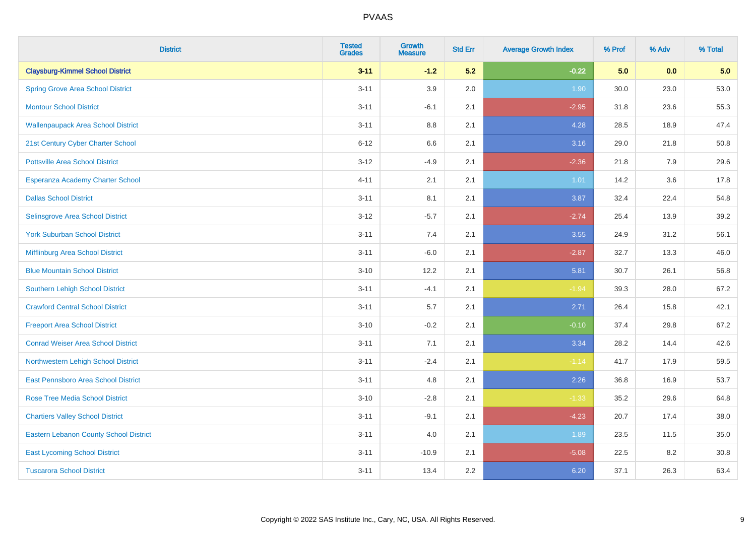| District | Tested Grades | Growth Measure | Std Err | Average Growth Index | % Prof | % Adv | % Total |
|---|---|---|---|---|---|---|---|
| **Claysburg-Kimmel School District** | **3-11** | **-1.2** | **5.2** | **-0.22** | **5.0** | **0.0** | **5.0** |
| Spring Grove Area School District | 3-11 | 3.9 | 2.0 | 1.90 | 30.0 | 23.0 | 53.0 |
| Montour School District | 3-11 | -6.1 | 2.1 | -2.95 | 31.8 | 23.6 | 55.3 |
| Wallenpaupack Area School District | 3-11 | 8.8 | 2.1 | 4.28 | 28.5 | 18.9 | 47.4 |
| 21st Century Cyber Charter School | 6-12 | 6.6 | 2.1 | 3.16 | 29.0 | 21.8 | 50.8 |
| Pottsville Area School District | 3-12 | -4.9 | 2.1 | -2.36 | 21.8 | 7.9 | 29.6 |
| Esperanza Academy Charter School | 4-11 | 2.1 | 2.1 | 1.01 | 14.2 | 3.6 | 17.8 |
| Dallas School District | 3-11 | 8.1 | 2.1 | 3.87 | 32.4 | 22.4 | 54.8 |
| Selinsgrove Area School District | 3-12 | -5.7 | 2.1 | -2.74 | 25.4 | 13.9 | 39.2 |
| York Suburban School District | 3-11 | 7.4 | 2.1 | 3.55 | 24.9 | 31.2 | 56.1 |
| Mifflinburg Area School District | 3-11 | -6.0 | 2.1 | -2.87 | 32.7 | 13.3 | 46.0 |
| Blue Mountain School District | 3-10 | 12.2 | 2.1 | 5.81 | 30.7 | 26.1 | 56.8 |
| Southern Lehigh School District | 3-11 | -4.1 | 2.1 | -1.94 | 39.3 | 28.0 | 67.2 |
| Crawford Central School District | 3-11 | 5.7 | 2.1 | 2.71 | 26.4 | 15.8 | 42.1 |
| Freeport Area School District | 3-10 | -0.2 | 2.1 | -0.10 | 37.4 | 29.8 | 67.2 |
| Conrad Weiser Area School District | 3-11 | 7.1 | 2.1 | 3.34 | 28.2 | 14.4 | 42.6 |
| Northwestern Lehigh School District | 3-11 | -2.4 | 2.1 | -1.14 | 41.7 | 17.9 | 59.5 |
| East Pennsboro Area School District | 3-11 | 4.8 | 2.1 | 2.26 | 36.8 | 16.9 | 53.7 |
| Rose Tree Media School District | 3-10 | -2.8 | 2.1 | -1.33 | 35.2 | 29.6 | 64.8 |
| Chartiers Valley School District | 3-11 | -9.1 | 2.1 | -4.23 | 20.7 | 17.4 | 38.0 |
| Eastern Lebanon County School District | 3-11 | 4.0 | 2.1 | 1.89 | 23.5 | 11.5 | 35.0 |
| East Lycoming School District | 3-11 | -10.9 | 2.1 | -5.08 | 22.5 | 8.2 | 30.8 |
| Tuscarora School District | 3-11 | 13.4 | 2.2 | 6.20 | 37.1 | 26.3 | 63.4 |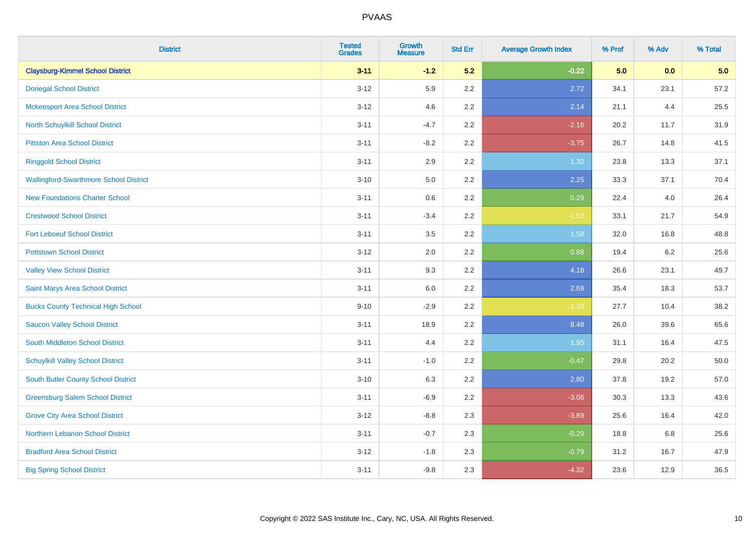| District | Tested Grades | Growth Measure | Std Err | Average Growth Index | % Prof | % Adv | % Total |
|---|---|---|---|---|---|---|---|
| **Claysburg-Kimmel School District** | **3-11** | **-1.2** | **5.2** | **-0.22** | **5.0** | **0.0** | **5.0** |
| Donegal School District | 3-12 | 5.9 | 2.2 | 2.72 | 34.1 | 23.1 | 57.2 |
| Mckeesport Area School District | 3-12 | 4.6 | 2.2 | 2.14 | 21.1 | 4.4 | 25.5 |
| North Schuylkill School District | 3-11 | -4.7 | 2.2 | -2.16 | 20.2 | 11.7 | 31.9 |
| Pittston Area School District | 3-11 | -8.2 | 2.2 | -3.75 | 26.7 | 14.8 | 41.5 |
| Ringgold School District | 3-11 | 2.9 | 2.2 | 1.32 | 23.8 | 13.3 | 37.1 |
| Wallingford-Swarthmore School District | 3-10 | 5.0 | 2.2 | 2.25 | 33.3 | 37.1 | 70.4 |
| New Foundations Charter School | 3-11 | 0.6 | 2.2 | 0.29 | 22.4 | 4.0 | 26.4 |
| Crestwood School District | 3-11 | -3.4 | 2.2 | -1.52 | 33.1 | 21.7 | 54.9 |
| Fort Leboeuf School District | 3-11 | 3.5 | 2.2 | 1.58 | 32.0 | 16.8 | 48.8 |
| Pottstown School District | 3-12 | 2.0 | 2.2 | 0.88 | 19.4 | 6.2 | 25.6 |
| Valley View School District | 3-11 | 9.3 | 2.2 | 4.18 | 26.6 | 23.1 | 49.7 |
| Saint Marys Area School District | 3-11 | 6.0 | 2.2 | 2.69 | 35.4 | 18.3 | 53.7 |
| Bucks County Technical High School | 9-10 | -2.9 | 2.2 | -1.29 | 27.7 | 10.4 | 38.2 |
| Saucon Valley School District | 3-11 | 18.9 | 2.2 | 8.48 | 26.0 | 39.6 | 65.6 |
| South Middleton School District | 3-11 | 4.4 | 2.2 | 1.95 | 31.1 | 16.4 | 47.5 |
| Schuylkill Valley School District | 3-11 | -1.0 | 2.2 | -0.47 | 29.8 | 20.2 | 50.0 |
| South Butler County School District | 3-10 | 6.3 | 2.2 | 2.80 | 37.8 | 19.2 | 57.0 |
| Greensburg Salem School District | 3-11 | -6.9 | 2.2 | -3.06 | 30.3 | 13.3 | 43.6 |
| Grove City Area School District | 3-12 | -8.8 | 2.3 | -3.89 | 25.6 | 16.4 | 42.0 |
| Northern Lebanon School District | 3-11 | -0.7 | 2.3 | -0.29 | 18.8 | 6.8 | 25.6 |
| Bradford Area School District | 3-12 | -1.8 | 2.3 | -0.79 | 31.2 | 16.7 | 47.9 |
| Big Spring School District | 3-11 | -9.8 | 2.3 | -4.32 | 23.6 | 12.9 | 36.5 |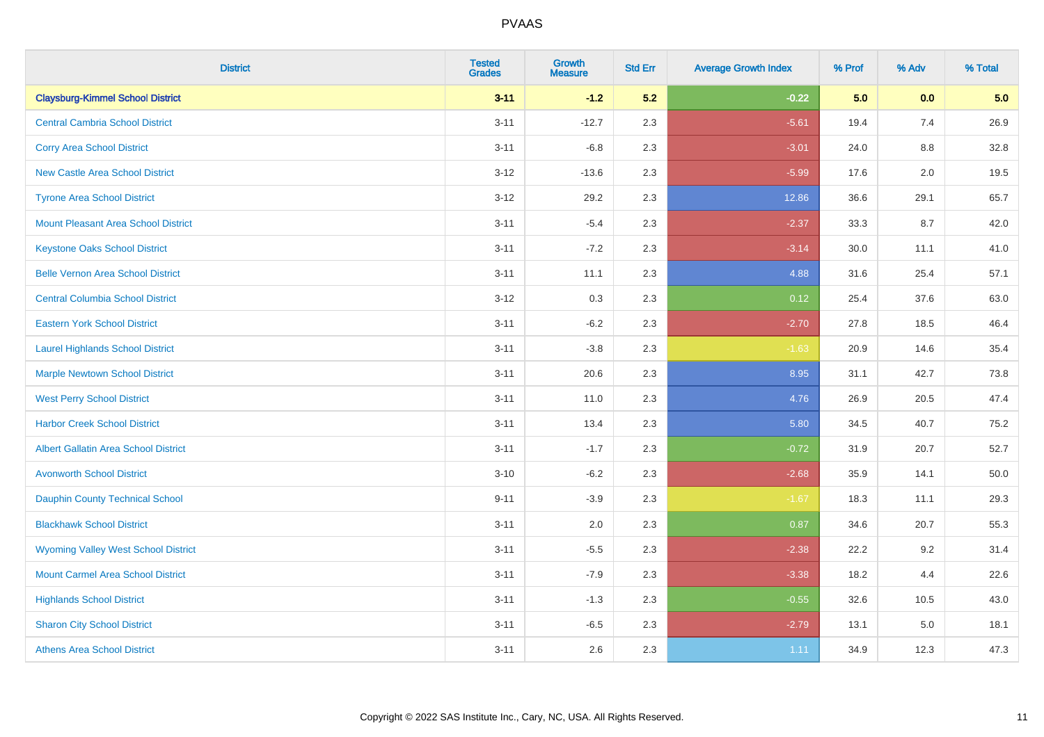# PVAAS

| District | Tested Grades | Growth Measure | Std Err | Average Growth Index | % Prof | % Adv | % Total |
|---|---|---|---|---|---|---|---|
| **Claysburg-Kimmel School District** | **3-11** | **-1.2** | **5.2** | **-0.22** | **5.0** | **0.0** | **5.0** |
| Central Cambria School District | 3-11 | -12.7 | 2.3 | -5.61 | 19.4 | 7.4 | 26.9 |
| Corry Area School District | 3-11 | -6.8 | 2.3 | -3.01 | 24.0 | 8.8 | 32.8 |
| New Castle Area School District | 3-12 | -13.6 | 2.3 | -5.99 | 17.6 | 2.0 | 19.5 |
| Tyrone Area School District | 3-12 | 29.2 | 2.3 | 12.86 | 36.6 | 29.1 | 65.7 |
| Mount Pleasant Area School District | 3-11 | -5.4 | 2.3 | -2.37 | 33.3 | 8.7 | 42.0 |
| Keystone Oaks School District | 3-11 | -7.2 | 2.3 | -3.14 | 30.0 | 11.1 | 41.0 |
| Belle Vernon Area School District | 3-11 | 11.1 | 2.3 | 4.88 | 31.6 | 25.4 | 57.1 |
| Central Columbia School District | 3-12 | 0.3 | 2.3 | 0.12 | 25.4 | 37.6 | 63.0 |
| Eastern York School District | 3-11 | -6.2 | 2.3 | -2.70 | 27.8 | 18.5 | 46.4 |
| Laurel Highlands School District | 3-11 | -3.8 | 2.3 | -1.63 | 20.9 | 14.6 | 35.4 |
| Marple Newtown School District | 3-11 | 20.6 | 2.3 | 8.95 | 31.1 | 42.7 | 73.8 |
| West Perry School District | 3-11 | 11.0 | 2.3 | 4.76 | 26.9 | 20.5 | 47.4 |
| Harbor Creek School District | 3-11 | 13.4 | 2.3 | 5.80 | 34.5 | 40.7 | 75.2 |
| Albert Gallatin Area School District | 3-11 | -1.7 | 2.3 | -0.72 | 31.9 | 20.7 | 52.7 |
| Avonworth School District | 3-10 | -6.2 | 2.3 | -2.68 | 35.9 | 14.1 | 50.0 |
| Dauphin County Technical School | 9-11 | -3.9 | 2.3 | -1.67 | 18.3 | 11.1 | 29.3 |
| Blackhawk School District | 3-11 | 2.0 | 2.3 | 0.87 | 34.6 | 20.7 | 55.3 |
| Wyoming Valley West School District | 3-11 | -5.5 | 2.3 | -2.38 | 22.2 | 9.2 | 31.4 |
| Mount Carmel Area School District | 3-11 | -7.9 | 2.3 | -3.38 | 18.2 | 4.4 | 22.6 |
| Highlands School District | 3-11 | -1.3 | 2.3 | -0.55 | 32.6 | 10.5 | 43.0 |
| Sharon City School District | 3-11 | -6.5 | 2.3 | -2.79 | 13.1 | 5.0 | 18.1 |
| Athens Area School District | 3-11 | 2.6 | 2.3 | 1.11 | 34.9 | 12.3 | 47.3 |

Copyright © 2022 SAS Institute Inc., Cary, NC, USA. All Rights Reserved.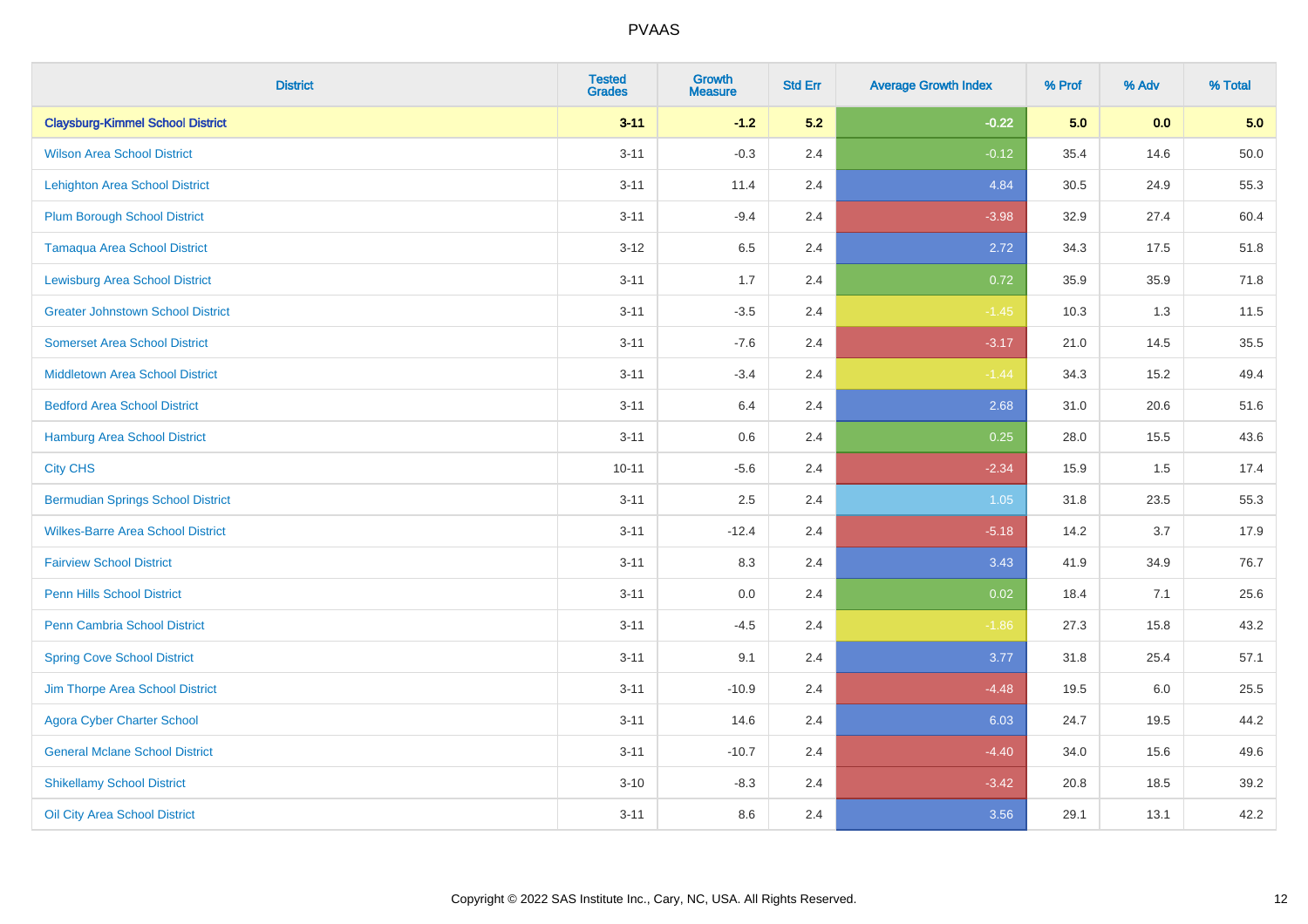| District | Tested Grades | Growth Measure | Std Err | Average Growth Index | % Prof | % Adv | % Total |
|---|---|---|---|---|---|---|---|
| **Claysburg-Kimmel School District** | **3-11** | **-1.2** | **5.2** | **-0.22** | **5.0** | **0.0** | **5.0** |
| Wilson Area School District | 3-11 | -0.3 | 2.4 | -0.12 | 35.4 | 14.6 | 50.0 |
| Lehighton Area School District | 3-11 | 11.4 | 2.4 | 4.84 | 30.5 | 24.9 | 55.3 |
| Plum Borough School District | 3-11 | -9.4 | 2.4 | -3.98 | 32.9 | 27.4 | 60.4 |
| Tamaqua Area School District | 3-12 | 6.5 | 2.4 | 2.72 | 34.3 | 17.5 | 51.8 |
| Lewisburg Area School District | 3-11 | 1.7 | 2.4 | 0.72 | 35.9 | 35.9 | 71.8 |
| Greater Johnstown School District | 3-11 | -3.5 | 2.4 | -1.45 | 10.3 | 1.3 | 11.5 |
| Somerset Area School District | 3-11 | -7.6 | 2.4 | -3.17 | 21.0 | 14.5 | 35.5 |
| Middletown Area School District | 3-11 | -3.4 | 2.4 | -1.44 | 34.3 | 15.2 | 49.4 |
| Bedford Area School District | 3-11 | 6.4 | 2.4 | 2.68 | 31.0 | 20.6 | 51.6 |
| Hamburg Area School District | 3-11 | 0.6 | 2.4 | 0.25 | 28.0 | 15.5 | 43.6 |
| City CHS | 10-11 | -5.6 | 2.4 | -2.34 | 15.9 | 1.5 | 17.4 |
| Bermudian Springs School District | 3-11 | 2.5 | 2.4 | 1.05 | 31.8 | 23.5 | 55.3 |
| Wilkes-Barre Area School District | 3-11 | -12.4 | 2.4 | -5.18 | 14.2 | 3.7 | 17.9 |
| Fairview School District | 3-11 | 8.3 | 2.4 | 3.43 | 41.9 | 34.9 | 76.7 |
| Penn Hills School District | 3-11 | 0.0 | 2.4 | 0.02 | 18.4 | 7.1 | 25.6 |
| Penn Cambria School District | 3-11 | -4.5 | 2.4 | -1.86 | 27.3 | 15.8 | 43.2 |
| Spring Cove School District | 3-11 | 9.1 | 2.4 | 3.77 | 31.8 | 25.4 | 57.1 |
| Jim Thorpe Area School District | 3-11 | -10.9 | 2.4 | -4.48 | 19.5 | 6.0 | 25.5 |
| Agora Cyber Charter School | 3-11 | 14.6 | 2.4 | 6.03 | 24.7 | 19.5 | 44.2 |
| General Mclane School District | 3-11 | -10.7 | 2.4 | -4.40 | 34.0 | 15.6 | 49.6 |
| Shikellamy School District | 3-10 | -8.3 | 2.4 | -3.42 | 20.8 | 18.5 | 39.2 |
| Oil City Area School District | 3-11 | 8.6 | 2.4 | 3.56 | 29.1 | 13.1 | 42.2 |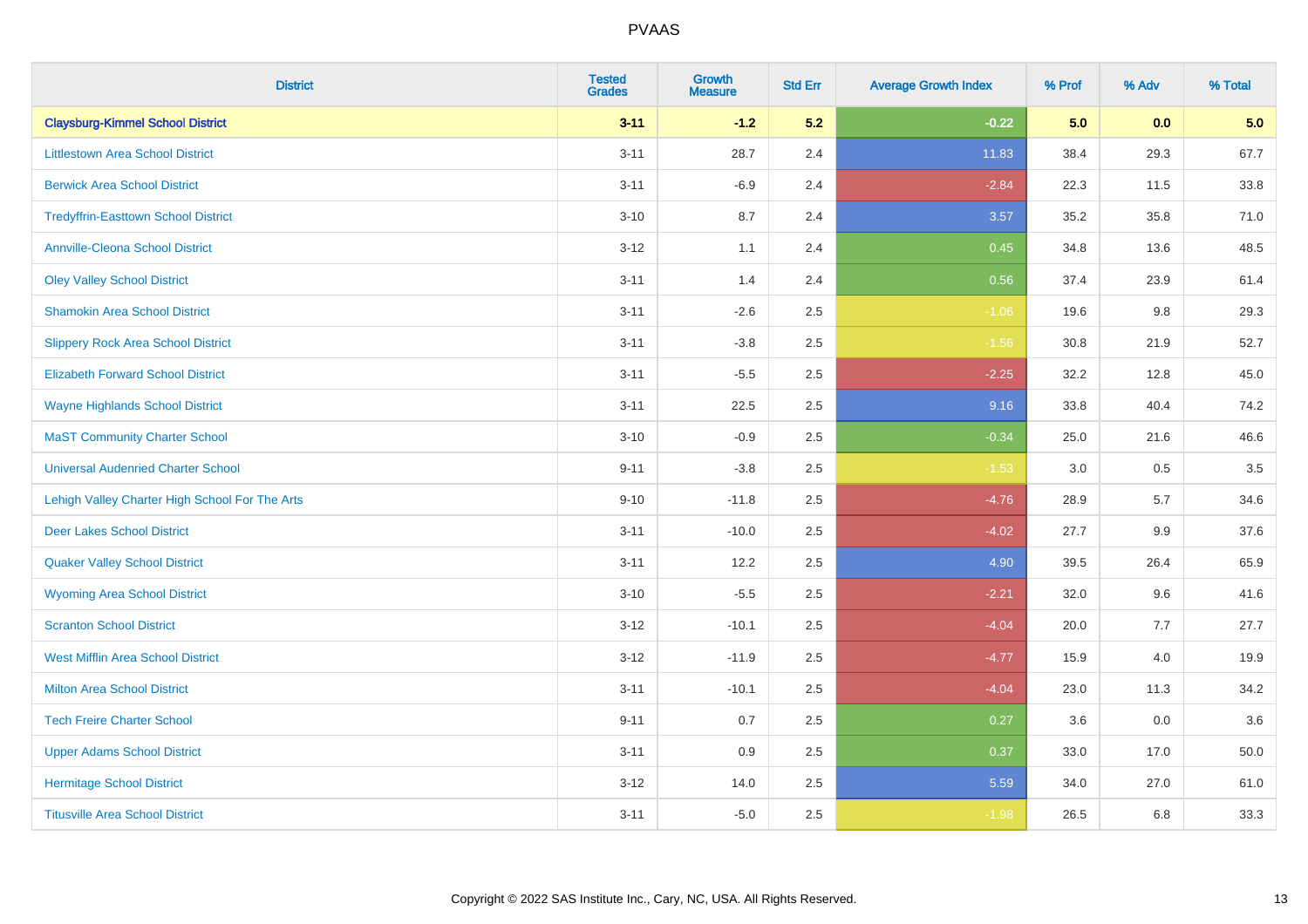# PVAAS

| District | Tested Grades | Growth Measure | Std Err | Average Growth Index | % Prof | % Adv | % Total |
|---|---|---|---|---|---|---|---|
| **Claysburg-Kimmel School District** | **3-11** | **-1.2** | **5.2** | **-0.22** | **5.0** | **0.0** | **5.0** |
| Littlestown Area School District | 3-11 | 28.7 | 2.4 | 11.83 | 38.4 | 29.3 | 67.7 |
| Berwick Area School District | 3-11 | -6.9 | 2.4 | -2.84 | 22.3 | 11.5 | 33.8 |
| Tredyffrin-Easttown School District | 3-10 | 8.7 | 2.4 | 3.57 | 35.2 | 35.8 | 71.0 |
| Annville-Cleona School District | 3-12 | 1.1 | 2.4 | 0.45 | 34.8 | 13.6 | 48.5 |
| Oley Valley School District | 3-11 | 1.4 | 2.4 | 0.56 | 37.4 | 23.9 | 61.4 |
| Shamokin Area School District | 3-11 | -2.6 | 2.5 | -1.06 | 19.6 | 9.8 | 29.3 |
| Slippery Rock Area School District | 3-11 | -3.8 | 2.5 | -1.56 | 30.8 | 21.9 | 52.7 |
| Elizabeth Forward School District | 3-11 | -5.5 | 2.5 | -2.25 | 32.2 | 12.8 | 45.0 |
| Wayne Highlands School District | 3-11 | 22.5 | 2.5 | 9.16 | 33.8 | 40.4 | 74.2 |
| MaST Community Charter School | 3-10 | -0.9 | 2.5 | -0.34 | 25.0 | 21.6 | 46.6 |
| Universal Audenried Charter School | 9-11 | -3.8 | 2.5 | -1.53 | 3.0 | 0.5 | 3.5 |
| Lehigh Valley Charter High School For The Arts | 9-10 | -11.8 | 2.5 | -4.76 | 28.9 | 5.7 | 34.6 |
| Deer Lakes School District | 3-11 | -10.0 | 2.5 | -4.02 | 27.7 | 9.9 | 37.6 |
| Quaker Valley School District | 3-11 | 12.2 | 2.5 | 4.90 | 39.5 | 26.4 | 65.9 |
| Wyoming Area School District | 3-10 | -5.5 | 2.5 | -2.21 | 32.0 | 9.6 | 41.6 |
| Scranton School District | 3-12 | -10.1 | 2.5 | -4.04 | 20.0 | 7.7 | 27.7 |
| West Mifflin Area School District | 3-12 | -11.9 | 2.5 | -4.77 | 15.9 | 4.0 | 19.9 |
| Milton Area School District | 3-11 | -10.1 | 2.5 | -4.04 | 23.0 | 11.3 | 34.2 |
| Tech Freire Charter School | 9-11 | 0.7 | 2.5 | 0.27 | 3.6 | 0.0 | 3.6 |
| Upper Adams School District | 3-11 | 0.9 | 2.5 | 0.37 | 33.0 | 17.0 | 50.0 |
| Hermitage School District | 3-12 | 14.0 | 2.5 | 5.59 | 34.0 | 27.0 | 61.0 |
| Titusville Area School District | 3-11 | -5.0 | 2.5 | -1.98 | 26.5 | 6.8 | 33.3 |

Copyright © 2022 SAS Institute Inc., Cary, NC, USA. All Rights Reserved.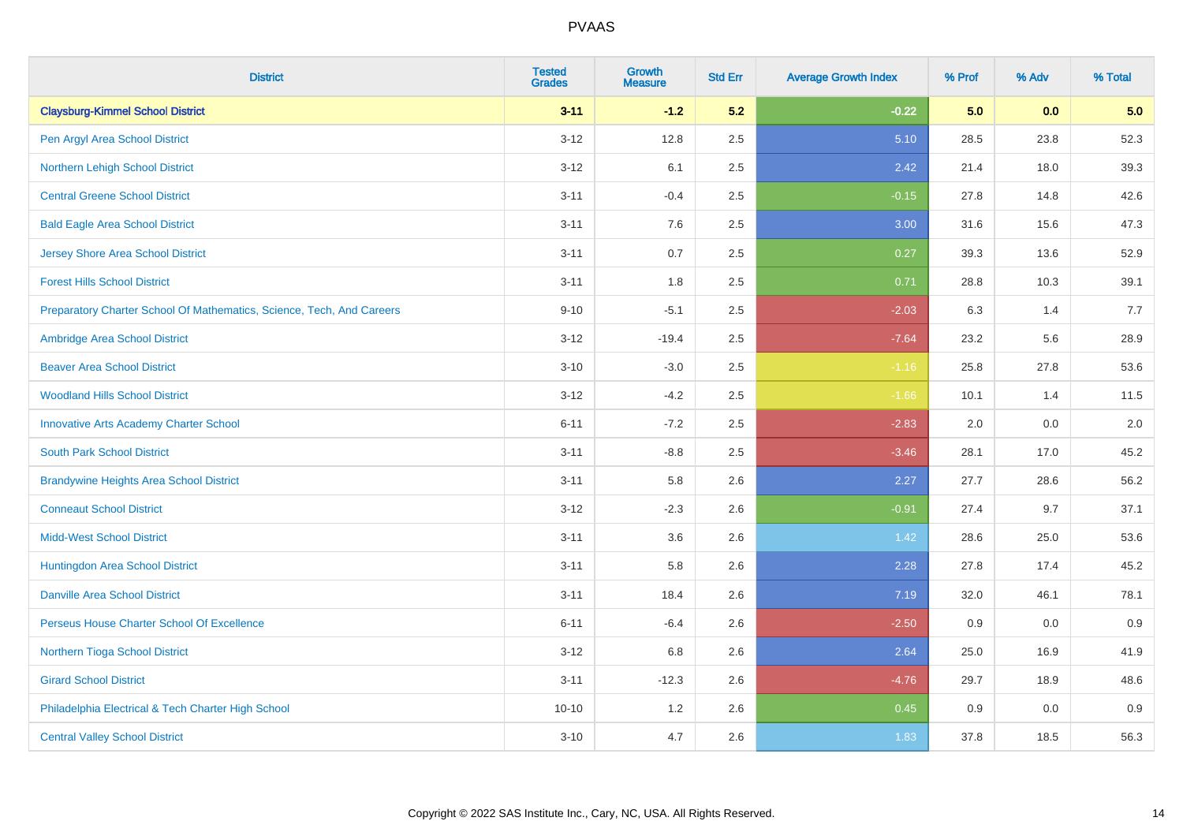| District | Tested Grades | Growth Measure | Std Err | Average Growth Index | % Prof | % Adv | % Total |
|---|---|---|---|---|---|---|---|
| **Claysburg-Kimmel School District** | **3-11** | **-1.2** | **5.2** | **-0.22** | **5.0** | **0.0** | **5.0** |
| Pen Argyl Area School District | 3-12 | 12.8 | 2.5 | 5.10 | 28.5 | 23.8 | 52.3 |
| Northern Lehigh School District | 3-12 | 6.1 | 2.5 | 2.42 | 21.4 | 18.0 | 39.3 |
| Central Greene School District | 3-11 | -0.4 | 2.5 | -0.15 | 27.8 | 14.8 | 42.6 |
| Bald Eagle Area School District | 3-11 | 7.6 | 2.5 | 3.00 | 31.6 | 15.6 | 47.3 |
| Jersey Shore Area School District | 3-11 | 0.7 | 2.5 | 0.27 | 39.3 | 13.6 | 52.9 |
| Forest Hills School District | 3-11 | 1.8 | 2.5 | 0.71 | 28.8 | 10.3 | 39.1 |
| Preparatory Charter School Of Mathematics, Science, Tech, And Careers | 9-10 | -5.1 | 2.5 | -2.03 | 6.3 | 1.4 | 7.7 |
| Ambridge Area School District | 3-12 | -19.4 | 2.5 | -7.64 | 23.2 | 5.6 | 28.9 |
| Beaver Area School District | 3-10 | -3.0 | 2.5 | -1.16 | 25.8 | 27.8 | 53.6 |
| Woodland Hills School District | 3-12 | -4.2 | 2.5 | -1.66 | 10.1 | 1.4 | 11.5 |
| Innovative Arts Academy Charter School | 6-11 | -7.2 | 2.5 | -2.83 | 2.0 | 0.0 | 2.0 |
| South Park School District | 3-11 | -8.8 | 2.5 | -3.46 | 28.1 | 17.0 | 45.2 |
| Brandywine Heights Area School District | 3-11 | 5.8 | 2.6 | 2.27 | 27.7 | 28.6 | 56.2 |
| Conneaut School District | 3-12 | -2.3 | 2.6 | -0.91 | 27.4 | 9.7 | 37.1 |
| Midd-West School District | 3-11 | 3.6 | 2.6 | 1.42 | 28.6 | 25.0 | 53.6 |
| Huntingdon Area School District | 3-11 | 5.8 | 2.6 | 2.28 | 27.8 | 17.4 | 45.2 |
| Danville Area School District | 3-11 | 18.4 | 2.6 | 7.19 | 32.0 | 46.1 | 78.1 |
| Perseus House Charter School Of Excellence | 6-11 | -6.4 | 2.6 | -2.50 | 0.9 | 0.0 | 0.9 |
| Northern Tioga School District | 3-12 | 6.8 | 2.6 | 2.64 | 25.0 | 16.9 | 41.9 |
| Girard School District | 3-11 | -12.3 | 2.6 | -4.76 | 29.7 | 18.9 | 48.6 |
| Philadelphia Electrical & Tech Charter High School | 10-10 | 1.2 | 2.6 | 0.45 | 0.9 | 0.0 | 0.9 |
| Central Valley School District | 3-10 | 4.7 | 2.6 | 1.83 | 37.8 | 18.5 | 56.3 |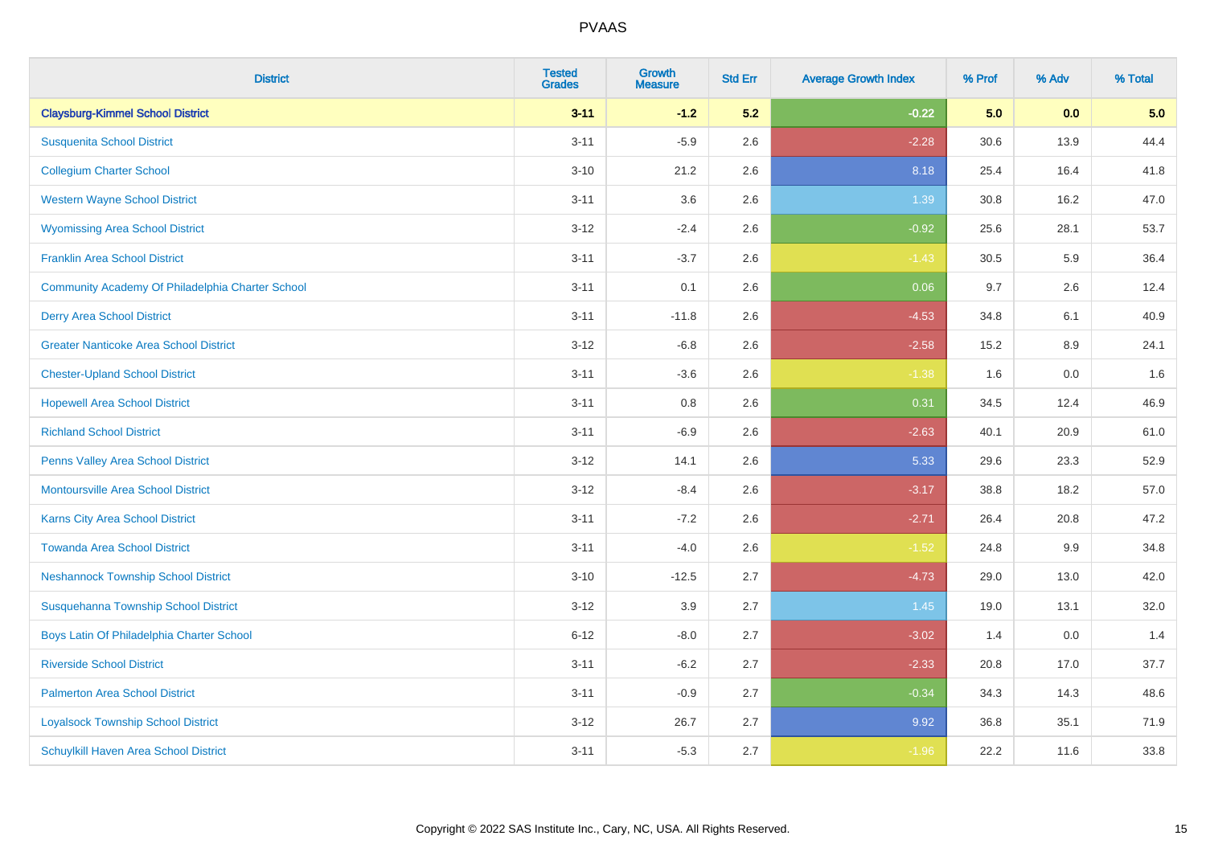# PVAAS

| District | Tested Grades | Growth Measure | Std Err | Average Growth Index | % Prof | % Adv | % Total |
|---|---|---|---|---|---|---|---|
| **Claysburg-Kimmel School District** | **3-11** | **-1.2** | **5.2** | **-0.22** | **5.0** | **0.0** | **5.0** |
| Susquenita School District | 3-11 | -5.9 | 2.6 | -2.28 | 30.6 | 13.9 | 44.4 |
| Collegium Charter School | 3-10 | 21.2 | 2.6 | 8.18 | 25.4 | 16.4 | 41.8 |
| Western Wayne School District | 3-11 | 3.6 | 2.6 | 1.39 | 30.8 | 16.2 | 47.0 |
| Wyomissing Area School District | 3-12 | -2.4 | 2.6 | -0.92 | 25.6 | 28.1 | 53.7 |
| Franklin Area School District | 3-11 | -3.7 | 2.6 | -1.43 | 30.5 | 5.9 | 36.4 |
| Community Academy Of Philadelphia Charter School | 3-11 | 0.1 | 2.6 | 0.06 | 9.7 | 2.6 | 12.4 |
| Derry Area School District | 3-11 | -11.8 | 2.6 | -4.53 | 34.8 | 6.1 | 40.9 |
| Greater Nanticoke Area School District | 3-12 | -6.8 | 2.6 | -2.58 | 15.2 | 8.9 | 24.1 |
| Chester-Upland School District | 3-11 | -3.6 | 2.6 | -1.38 | 1.6 | 0.0 | 1.6 |
| Hopewell Area School District | 3-11 | 0.8 | 2.6 | 0.31 | 34.5 | 12.4 | 46.9 |
| Richland School District | 3-11 | -6.9 | 2.6 | -2.63 | 40.1 | 20.9 | 61.0 |
| Penns Valley Area School District | 3-12 | 14.1 | 2.6 | 5.33 | 29.6 | 23.3 | 52.9 |
| Montoursville Area School District | 3-12 | -8.4 | 2.6 | -3.17 | 38.8 | 18.2 | 57.0 |
| Karns City Area School District | 3-11 | -7.2 | 2.6 | -2.71 | 26.4 | 20.8 | 47.2 |
| Towanda Area School District | 3-11 | -4.0 | 2.6 | -1.52 | 24.8 | 9.9 | 34.8 |
| Neshannock Township School District | 3-10 | -12.5 | 2.7 | -4.73 | 29.0 | 13.0 | 42.0 |
| Susquehanna Township School District | 3-12 | 3.9 | 2.7 | 1.45 | 19.0 | 13.1 | 32.0 |
| Boys Latin Of Philadelphia Charter School | 6-12 | -8.0 | 2.7 | -3.02 | 1.4 | 0.0 | 1.4 |
| Riverside School District | 3-11 | -6.2 | 2.7 | -2.33 | 20.8 | 17.0 | 37.7 |
| Palmerton Area School District | 3-11 | -0.9 | 2.7 | -0.34 | 34.3 | 14.3 | 48.6 |
| Loyalsock Township School District | 3-12 | 26.7 | 2.7 | 9.92 | 36.8 | 35.1 | 71.9 |
| Schuylkill Haven Area School District | 3-11 | -5.3 | 2.7 | -1.96 | 22.2 | 11.6 | 33.8 |

Copyright © 2022 SAS Institute Inc., Cary, NC, USA. All Rights Reserved.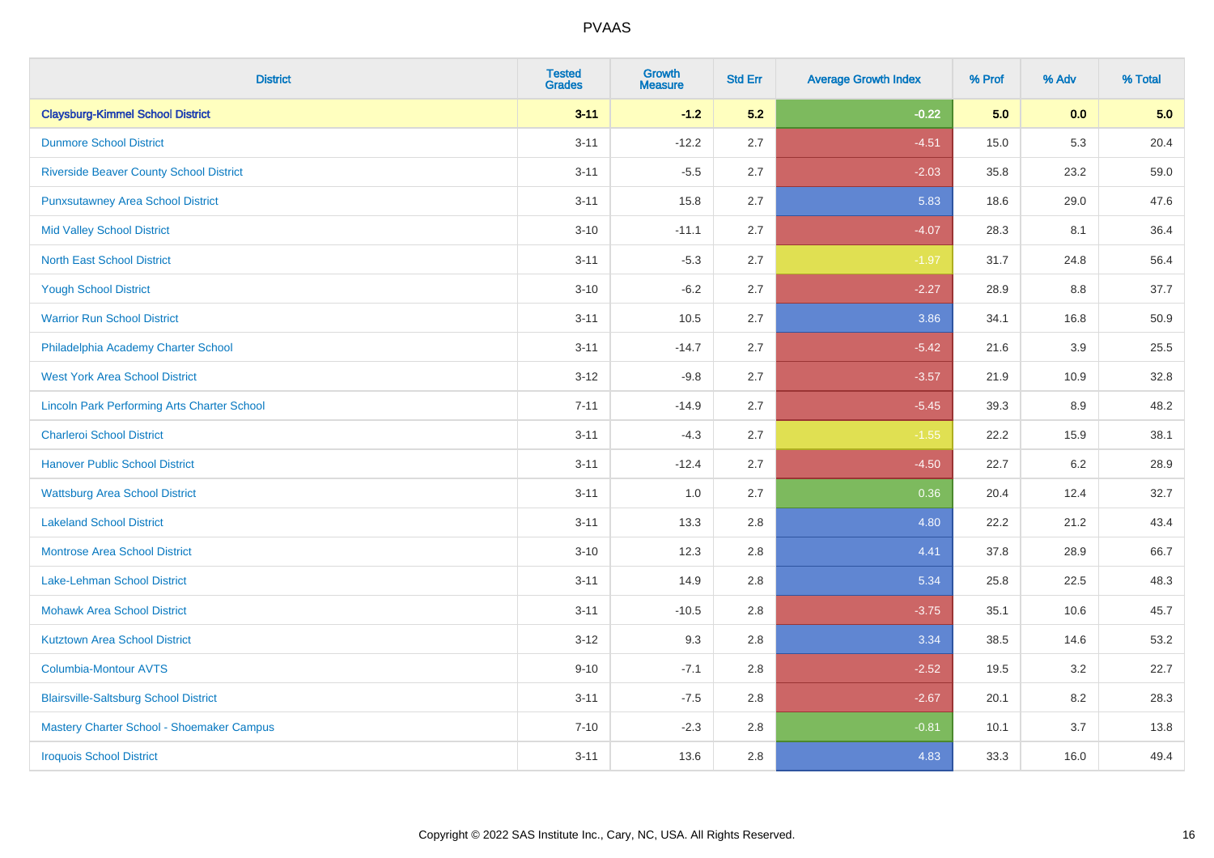| District | Tested Grades | Growth Measure | Std Err | Average Growth Index | % Prof | % Adv | % Total |
|---|---|---|---|---|---|---|---|
| **Claysburg-Kimmel School District** | **3-11** | **-1.2** | **5.2** | **-0.22** | **5.0** | **0.0** | **5.0** |
| Dunmore School District | 3-11 | -12.2 | 2.7 | -4.51 | 15.0 | 5.3 | 20.4 |
| Riverside Beaver County School District | 3-11 | -5.5 | 2.7 | -2.03 | 35.8 | 23.2 | 59.0 |
| Punxsutawney Area School District | 3-11 | 15.8 | 2.7 | 5.83 | 18.6 | 29.0 | 47.6 |
| Mid Valley School District | 3-10 | -11.1 | 2.7 | -4.07 | 28.3 | 8.1 | 36.4 |
| North East School District | 3-11 | -5.3 | 2.7 | -1.97 | 31.7 | 24.8 | 56.4 |
| Yough School District | 3-10 | -6.2 | 2.7 | -2.27 | 28.9 | 8.8 | 37.7 |
| Warrior Run School District | 3-11 | 10.5 | 2.7 | 3.86 | 34.1 | 16.8 | 50.9 |
| Philadelphia Academy Charter School | 3-11 | -14.7 | 2.7 | -5.42 | 21.6 | 3.9 | 25.5 |
| West York Area School District | 3-12 | -9.8 | 2.7 | -3.57 | 21.9 | 10.9 | 32.8 |
| Lincoln Park Performing Arts Charter School | 7-11 | -14.9 | 2.7 | -5.45 | 39.3 | 8.9 | 48.2 |
| Charleroi School District | 3-11 | -4.3 | 2.7 | -1.55 | 22.2 | 15.9 | 38.1 |
| Hanover Public School District | 3-11 | -12.4 | 2.7 | -4.50 | 22.7 | 6.2 | 28.9 |
| Wattsburg Area School District | 3-11 | 1.0 | 2.7 | 0.36 | 20.4 | 12.4 | 32.7 |
| Lakeland School District | 3-11 | 13.3 | 2.8 | 4.80 | 22.2 | 21.2 | 43.4 |
| Montrose Area School District | 3-10 | 12.3 | 2.8 | 4.41 | 37.8 | 28.9 | 66.7 |
| Lake-Lehman School District | 3-11 | 14.9 | 2.8 | 5.34 | 25.8 | 22.5 | 48.3 |
| Mohawk Area School District | 3-11 | -10.5 | 2.8 | -3.75 | 35.1 | 10.6 | 45.7 |
| Kutztown Area School District | 3-12 | 9.3 | 2.8 | 3.34 | 38.5 | 14.6 | 53.2 |
| Columbia-Montour AVTS | 9-10 | -7.1 | 2.8 | -2.52 | 19.5 | 3.2 | 22.7 |
| Blairsville-Saltsburg School District | 3-11 | -7.5 | 2.8 | -2.67 | 20.1 | 8.2 | 28.3 |
| Mastery Charter School - Shoemaker Campus | 7-10 | -2.3 | 2.8 | -0.81 | 10.1 | 3.7 | 13.8 |
| Iroquois School District | 3-11 | 13.6 | 2.8 | 4.83 | 33.3 | 16.0 | 49.4 |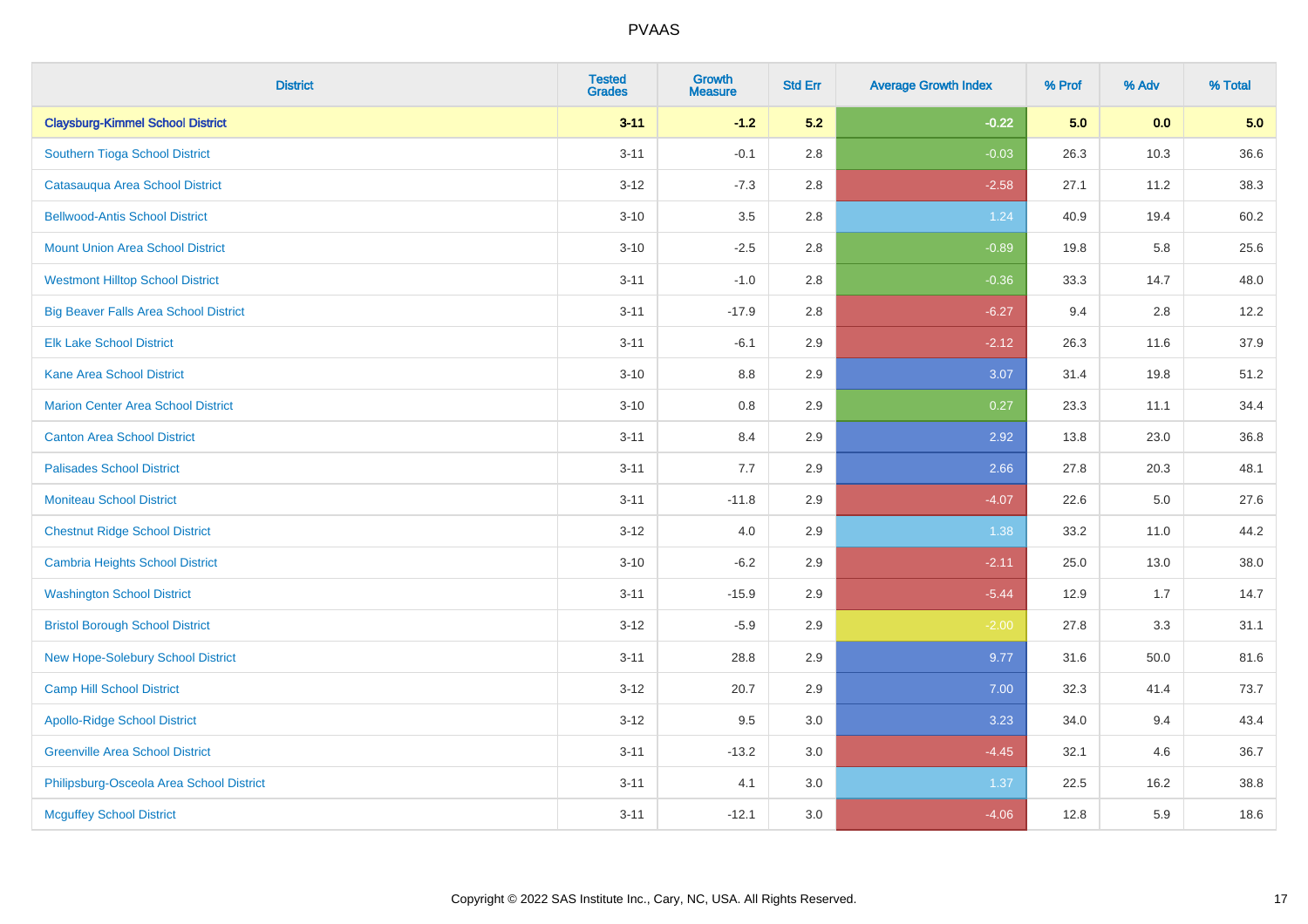# PVAAS

| District | Tested Grades | Growth Measure | Std Err | Average Growth Index | % Prof | % Adv | % Total |
|---|---|---|---|---|---|---|---|
| **Claysburg-Kimmel School District** | **3-11** | **-1.2** | **5.2** | **-0.22** | **5.0** | **0.0** | **5.0** |
| Southern Tioga School District | 3-11 | -0.1 | 2.8 | -0.03 | 26.3 | 10.3 | 36.6 |
| Catasauqua Area School District | 3-12 | -7.3 | 2.8 | -2.58 | 27.1 | 11.2 | 38.3 |
| Bellwood-Antis School District | 3-10 | 3.5 | 2.8 | 1.24 | 40.9 | 19.4 | 60.2 |
| Mount Union Area School District | 3-10 | -2.5 | 2.8 | -0.89 | 19.8 | 5.8 | 25.6 |
| Westmont Hilltop School District | 3-11 | -1.0 | 2.8 | -0.36 | 33.3 | 14.7 | 48.0 |
| Big Beaver Falls Area School District | 3-11 | -17.9 | 2.8 | -6.27 | 9.4 | 2.8 | 12.2 |
| Elk Lake School District | 3-11 | -6.1 | 2.9 | -2.12 | 26.3 | 11.6 | 37.9 |
| Kane Area School District | 3-10 | 8.8 | 2.9 | 3.07 | 31.4 | 19.8 | 51.2 |
| Marion Center Area School District | 3-10 | 0.8 | 2.9 | 0.27 | 23.3 | 11.1 | 34.4 |
| Canton Area School District | 3-11 | 8.4 | 2.9 | 2.92 | 13.8 | 23.0 | 36.8 |
| Palisades School District | 3-11 | 7.7 | 2.9 | 2.66 | 27.8 | 20.3 | 48.1 |
| Moniteau School District | 3-11 | -11.8 | 2.9 | -4.07 | 22.6 | 5.0 | 27.6 |
| Chestnut Ridge School District | 3-12 | 4.0 | 2.9 | 1.38 | 33.2 | 11.0 | 44.2 |
| Cambria Heights School District | 3-10 | -6.2 | 2.9 | -2.11 | 25.0 | 13.0 | 38.0 |
| Washington School District | 3-11 | -15.9 | 2.9 | -5.44 | 12.9 | 1.7 | 14.7 |
| Bristol Borough School District | 3-12 | -5.9 | 2.9 | -2.00 | 27.8 | 3.3 | 31.1 |
| New Hope-Solebury School District | 3-11 | 28.8 | 2.9 | 9.77 | 31.6 | 50.0 | 81.6 |
| Camp Hill School District | 3-12 | 20.7 | 2.9 | 7.00 | 32.3 | 41.4 | 73.7 |
| Apollo-Ridge School District | 3-12 | 9.5 | 3.0 | 3.23 | 34.0 | 9.4 | 43.4 |
| Greenville Area School District | 3-11 | -13.2 | 3.0 | -4.45 | 32.1 | 4.6 | 36.7 |
| Philipsburg-Osceola Area School District | 3-11 | 4.1 | 3.0 | 1.37 | 22.5 | 16.2 | 38.8 |
| Mcguffey School District | 3-11 | -12.1 | 3.0 | -4.06 | 12.8 | 5.9 | 18.6 |

Copyright © 2022 SAS Institute Inc., Cary, NC, USA. All Rights Reserved.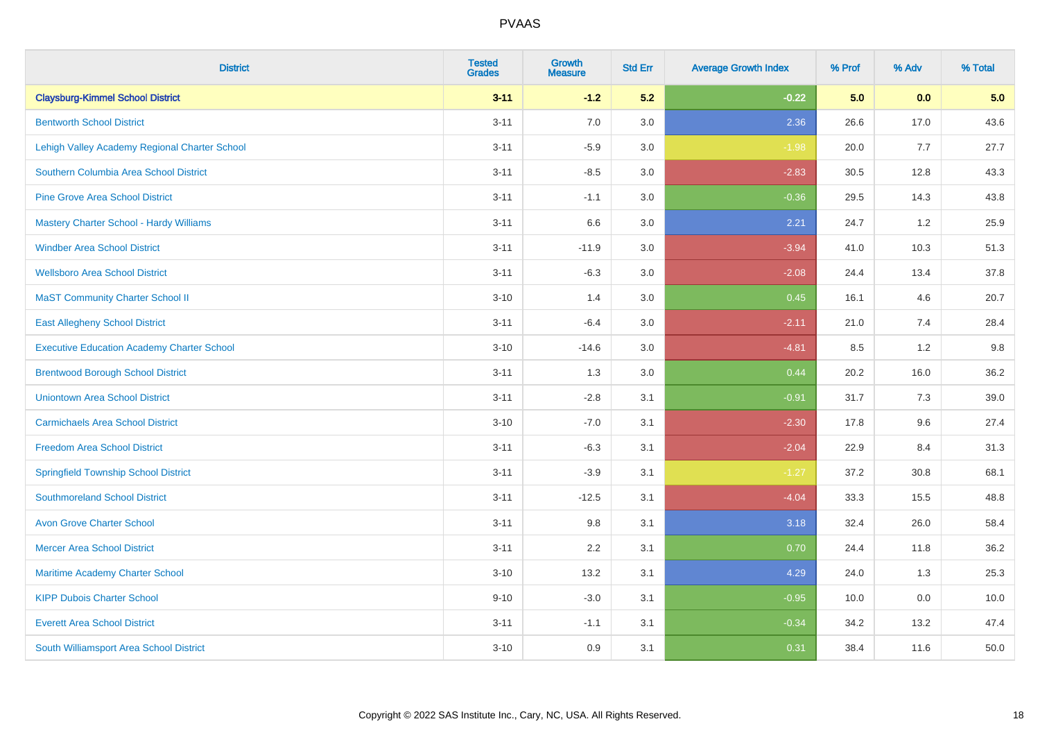# PVAAS

| District | Tested Grades | Growth Measure | Std Err | Average Growth Index | % Prof | % Adv | % Total |
|---|---|---|---|---|---|---|---|
| **Claysburg-Kimmel School District** | **3-11** | **-1.2** | **5.2** | **-0.22** | **5.0** | **0.0** | **5.0** |
| Bentworth School District | 3-11 | 7.0 | 3.0 | 2.36 | 26.6 | 17.0 | 43.6 |
| Lehigh Valley Academy Regional Charter School | 3-11 | -5.9 | 3.0 | -1.98 | 20.0 | 7.7 | 27.7 |
| Southern Columbia Area School District | 3-11 | -8.5 | 3.0 | -2.83 | 30.5 | 12.8 | 43.3 |
| Pine Grove Area School District | 3-11 | -1.1 | 3.0 | -0.36 | 29.5 | 14.3 | 43.8 |
| Mastery Charter School - Hardy Williams | 3-11 | 6.6 | 3.0 | 2.21 | 24.7 | 1.2 | 25.9 |
| Windber Area School District | 3-11 | -11.9 | 3.0 | -3.94 | 41.0 | 10.3 | 51.3 |
| Wellsboro Area School District | 3-11 | -6.3 | 3.0 | -2.08 | 24.4 | 13.4 | 37.8 |
| MaST Community Charter School II | 3-10 | 1.4 | 3.0 | 0.45 | 16.1 | 4.6 | 20.7 |
| East Allegheny School District | 3-11 | -6.4 | 3.0 | -2.11 | 21.0 | 7.4 | 28.4 |
| Executive Education Academy Charter School | 3-10 | -14.6 | 3.0 | -4.81 | 8.5 | 1.2 | 9.8 |
| Brentwood Borough School District | 3-11 | 1.3 | 3.0 | 0.44 | 20.2 | 16.0 | 36.2 |
| Uniontown Area School District | 3-11 | -2.8 | 3.1 | -0.91 | 31.7 | 7.3 | 39.0 |
| Carmichaels Area School District | 3-10 | -7.0 | 3.1 | -2.30 | 17.8 | 9.6 | 27.4 |
| Freedom Area School District | 3-11 | -6.3 | 3.1 | -2.04 | 22.9 | 8.4 | 31.3 |
| Springfield Township School District | 3-11 | -3.9 | 3.1 | -1.27 | 37.2 | 30.8 | 68.1 |
| Southmoreland School District | 3-11 | -12.5 | 3.1 | -4.04 | 33.3 | 15.5 | 48.8 |
| Avon Grove Charter School | 3-11 | 9.8 | 3.1 | 3.18 | 32.4 | 26.0 | 58.4 |
| Mercer Area School District | 3-11 | 2.2 | 3.1 | 0.70 | 24.4 | 11.8 | 36.2 |
| Maritime Academy Charter School | 3-10 | 13.2 | 3.1 | 4.29 | 24.0 | 1.3 | 25.3 |
| KIPP Dubois Charter School | 9-10 | -3.0 | 3.1 | -0.95 | 10.0 | 0.0 | 10.0 |
| Everett Area School District | 3-11 | -1.1 | 3.1 | -0.34 | 34.2 | 13.2 | 47.4 |
| South Williamsport Area School District | 3-10 | 0.9 | 3.1 | 0.31 | 38.4 | 11.6 | 50.0 |

Copyright © 2022 SAS Institute Inc., Cary, NC, USA. All Rights Reserved.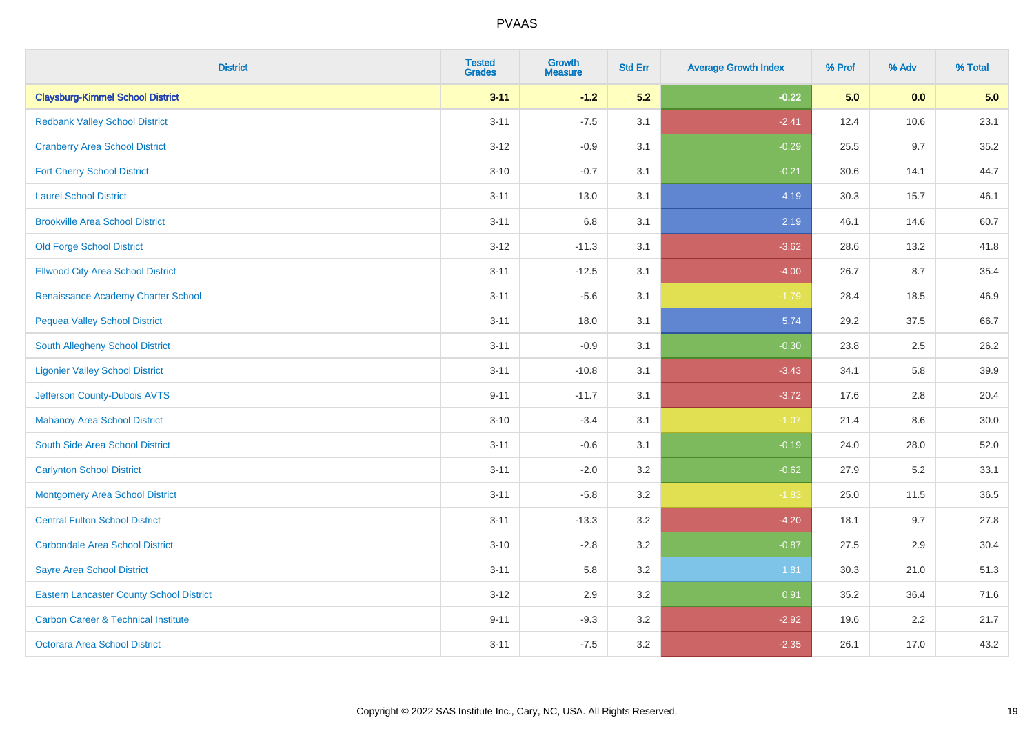| District | Tested Grades | Growth Measure | Std Err | Average Growth Index | % Prof | % Adv | % Total |
|---|---|---|---|---|---|---|---|
| **Claysburg-Kimmel School District** | **3-11** | **-1.2** | **5.2** | **-0.22** | **5.0** | **0.0** | **5.0** |
| Redbank Valley School District | 3-11 | -7.5 | 3.1 | -2.41 | 12.4 | 10.6 | 23.1 |
| Cranberry Area School District | 3-12 | -0.9 | 3.1 | -0.29 | 25.5 | 9.7 | 35.2 |
| Fort Cherry School District | 3-10 | -0.7 | 3.1 | -0.21 | 30.6 | 14.1 | 44.7 |
| Laurel School District | 3-11 | 13.0 | 3.1 | 4.19 | 30.3 | 15.7 | 46.1 |
| Brookville Area School District | 3-11 | 6.8 | 3.1 | 2.19 | 46.1 | 14.6 | 60.7 |
| Old Forge School District | 3-12 | -11.3 | 3.1 | -3.62 | 28.6 | 13.2 | 41.8 |
| Ellwood City Area School District | 3-11 | -12.5 | 3.1 | -4.00 | 26.7 | 8.7 | 35.4 |
| Renaissance Academy Charter School | 3-11 | -5.6 | 3.1 | -1.79 | 28.4 | 18.5 | 46.9 |
| Pequea Valley School District | 3-11 | 18.0 | 3.1 | 5.74 | 29.2 | 37.5 | 66.7 |
| South Allegheny School District | 3-11 | -0.9 | 3.1 | -0.30 | 23.8 | 2.5 | 26.2 |
| Ligonier Valley School District | 3-11 | -10.8 | 3.1 | -3.43 | 34.1 | 5.8 | 39.9 |
| Jefferson County-Dubois AVTS | 9-11 | -11.7 | 3.1 | -3.72 | 17.6 | 2.8 | 20.4 |
| Mahanoy Area School District | 3-10 | -3.4 | 3.1 | -1.07 | 21.4 | 8.6 | 30.0 |
| South Side Area School District | 3-11 | -0.6 | 3.1 | -0.19 | 24.0 | 28.0 | 52.0 |
| Carlynton School District | 3-11 | -2.0 | 3.2 | -0.62 | 27.9 | 5.2 | 33.1 |
| Montgomery Area School District | 3-11 | -5.8 | 3.2 | -1.83 | 25.0 | 11.5 | 36.5 |
| Central Fulton School District | 3-11 | -13.3 | 3.2 | -4.20 | 18.1 | 9.7 | 27.8 |
| Carbondale Area School District | 3-10 | -2.8 | 3.2 | -0.87 | 27.5 | 2.9 | 30.4 |
| Sayre Area School District | 3-11 | 5.8 | 3.2 | 1.81 | 30.3 | 21.0 | 51.3 |
| Eastern Lancaster County School District | 3-12 | 2.9 | 3.2 | 0.91 | 35.2 | 36.4 | 71.6 |
| Carbon Career & Technical Institute | 9-11 | -9.3 | 3.2 | -2.92 | 19.6 | 2.2 | 21.7 |
| Octorara Area School District | 3-11 | -7.5 | 3.2 | -2.35 | 26.1 | 17.0 | 43.2 |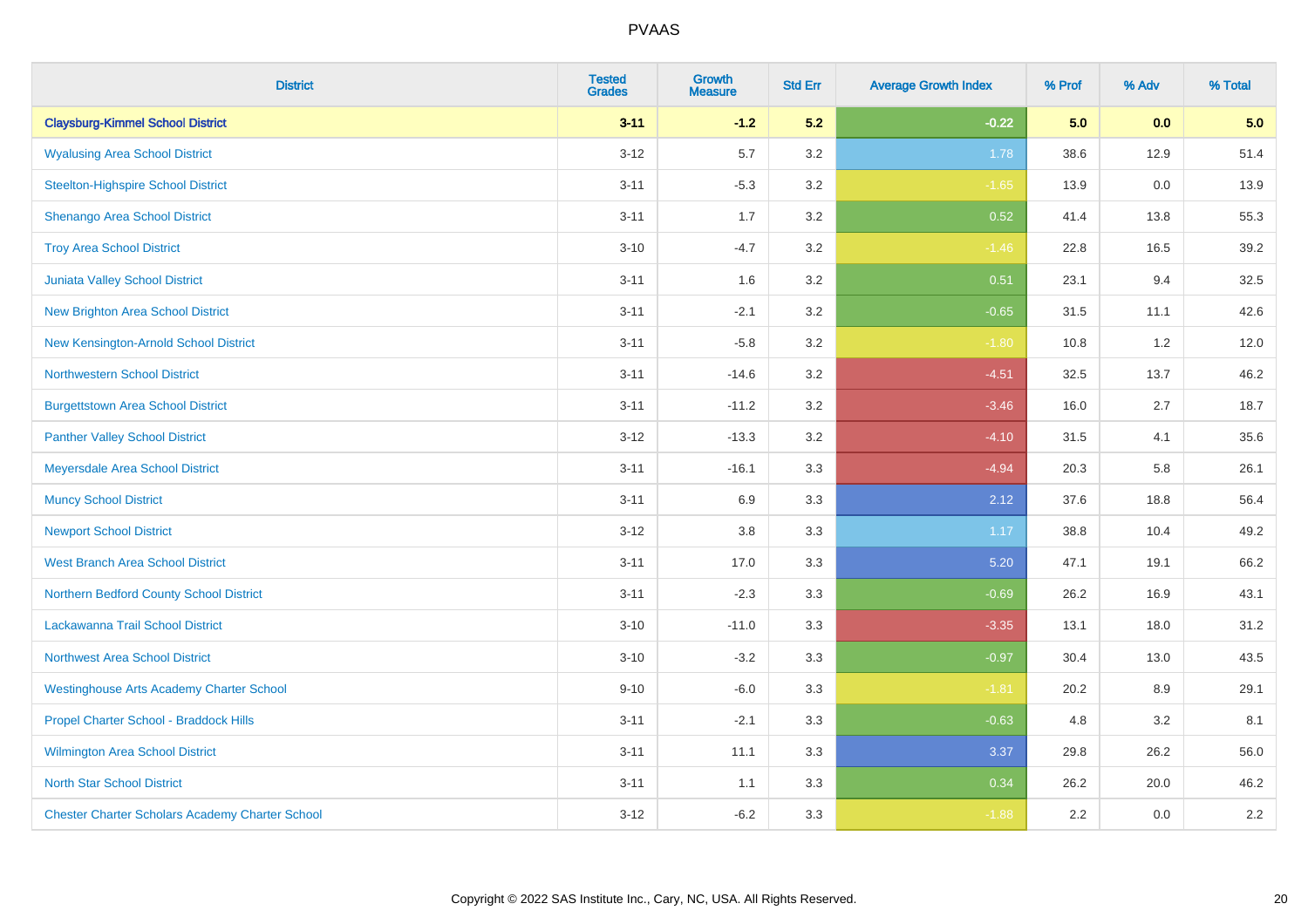# PVAAS

| District | Tested Grades | Growth Measure | Std Err | Average Growth Index | % Prof | % Adv | % Total |
|---|---|---|---|---|---|---|---|
| **Claysburg-Kimmel School District** | **3-11** | **-1.2** | **5.2** | **-0.22** | **5.0** | **0.0** | **5.0** |
| Wyalusing Area School District | 3-12 | 5.7 | 3.2 | 1.78 | 38.6 | 12.9 | 51.4 |
| Steelton-Highspire School District | 3-11 | -5.3 | 3.2 | -1.65 | 13.9 | 0.0 | 13.9 |
| Shenango Area School District | 3-11 | 1.7 | 3.2 | 0.52 | 41.4 | 13.8 | 55.3 |
| Troy Area School District | 3-10 | -4.7 | 3.2 | -1.46 | 22.8 | 16.5 | 39.2 |
| Juniata Valley School District | 3-11 | 1.6 | 3.2 | 0.51 | 23.1 | 9.4 | 32.5 |
| New Brighton Area School District | 3-11 | -2.1 | 3.2 | -0.65 | 31.5 | 11.1 | 42.6 |
| New Kensington-Arnold School District | 3-11 | -5.8 | 3.2 | -1.80 | 10.8 | 1.2 | 12.0 |
| Northwestern School District | 3-11 | -14.6 | 3.2 | -4.51 | 32.5 | 13.7 | 46.2 |
| Burgettstown Area School District | 3-11 | -11.2 | 3.2 | -3.46 | 16.0 | 2.7 | 18.7 |
| Panther Valley School District | 3-12 | -13.3 | 3.2 | -4.10 | 31.5 | 4.1 | 35.6 |
| Meyersdale Area School District | 3-11 | -16.1 | 3.3 | -4.94 | 20.3 | 5.8 | 26.1 |
| Muncy School District | 3-11 | 6.9 | 3.3 | 2.12 | 37.6 | 18.8 | 56.4 |
| Newport School District | 3-12 | 3.8 | 3.3 | 1.17 | 38.8 | 10.4 | 49.2 |
| West Branch Area School District | 3-11 | 17.0 | 3.3 | 5.20 | 47.1 | 19.1 | 66.2 |
| Northern Bedford County School District | 3-11 | -2.3 | 3.3 | -0.69 | 26.2 | 16.9 | 43.1 |
| Lackawanna Trail School District | 3-10 | -11.0 | 3.3 | -3.35 | 13.1 | 18.0 | 31.2 |
| Northwest Area School District | 3-10 | -3.2 | 3.3 | -0.97 | 30.4 | 13.0 | 43.5 |
| Westinghouse Arts Academy Charter School | 9-10 | -6.0 | 3.3 | -1.81 | 20.2 | 8.9 | 29.1 |
| Propel Charter School - Braddock Hills | 3-11 | -2.1 | 3.3 | -0.63 | 4.8 | 3.2 | 8.1 |
| Wilmington Area School District | 3-11 | 11.1 | 3.3 | 3.37 | 29.8 | 26.2 | 56.0 |
| North Star School District | 3-11 | 1.1 | 3.3 | 0.34 | 26.2 | 20.0 | 46.2 |
| Chester Charter Scholars Academy Charter School | 3-12 | -6.2 | 3.3 | -1.88 | 2.2 | 0.0 | 2.2 |

Copyright © 2022 SAS Institute Inc., Cary, NC, USA. All Rights Reserved.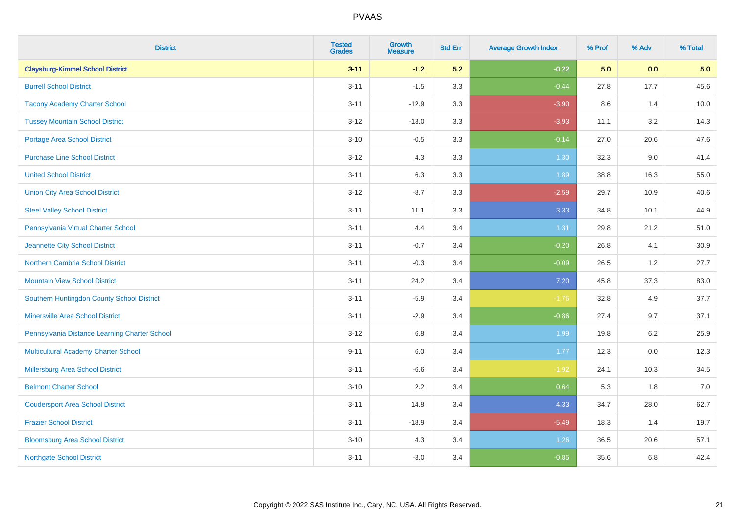# PVAAS

| District | Tested Grades | Growth Measure | Std Err | Average Growth Index | % Prof | % Adv | % Total |
|---|---|---|---|---|---|---|---|
| **Claysburg-Kimmel School District** | **3-11** | **-1.2** | **5.2** | **-0.22** | **5.0** | **0.0** | **5.0** |
| Burrell School District | 3-11 | -1.5 | 3.3 | -0.44 | 27.8 | 17.7 | 45.6 |
| Tacony Academy Charter School | 3-11 | -12.9 | 3.3 | -3.90 | 8.6 | 1.4 | 10.0 |
| Tussey Mountain School District | 3-12 | -13.0 | 3.3 | -3.93 | 11.1 | 3.2 | 14.3 |
| Portage Area School District | 3-10 | -0.5 | 3.3 | -0.14 | 27.0 | 20.6 | 47.6 |
| Purchase Line School District | 3-12 | 4.3 | 3.3 | 1.30 | 32.3 | 9.0 | 41.4 |
| United School District | 3-11 | 6.3 | 3.3 | 1.89 | 38.8 | 16.3 | 55.0 |
| Union City Area School District | 3-12 | -8.7 | 3.3 | -2.59 | 29.7 | 10.9 | 40.6 |
| Steel Valley School District | 3-11 | 11.1 | 3.3 | 3.33 | 34.8 | 10.1 | 44.9 |
| Pennsylvania Virtual Charter School | 3-11 | 4.4 | 3.4 | 1.31 | 29.8 | 21.2 | 51.0 |
| Jeannette City School District | 3-11 | -0.7 | 3.4 | -0.20 | 26.8 | 4.1 | 30.9 |
| Northern Cambria School District | 3-11 | -0.3 | 3.4 | -0.09 | 26.5 | 1.2 | 27.7 |
| Mountain View School District | 3-11 | 24.2 | 3.4 | 7.20 | 45.8 | 37.3 | 83.0 |
| Southern Huntingdon County School District | 3-11 | -5.9 | 3.4 | -1.76 | 32.8 | 4.9 | 37.7 |
| Minersville Area School District | 3-11 | -2.9 | 3.4 | -0.86 | 27.4 | 9.7 | 37.1 |
| Pennsylvania Distance Learning Charter School | 3-12 | 6.8 | 3.4 | 1.99 | 19.8 | 6.2 | 25.9 |
| Multicultural Academy Charter School | 9-11 | 6.0 | 3.4 | 1.77 | 12.3 | 0.0 | 12.3 |
| Millersburg Area School District | 3-11 | -6.6 | 3.4 | -1.92 | 24.1 | 10.3 | 34.5 |
| Belmont Charter School | 3-10 | 2.2 | 3.4 | 0.64 | 5.3 | 1.8 | 7.0 |
| Coudersport Area School District | 3-11 | 14.8 | 3.4 | 4.33 | 34.7 | 28.0 | 62.7 |
| Frazier School District | 3-11 | -18.9 | 3.4 | -5.49 | 18.3 | 1.4 | 19.7 |
| Bloomsburg Area School District | 3-10 | 4.3 | 3.4 | 1.26 | 36.5 | 20.6 | 57.1 |
| Northgate School District | 3-11 | -3.0 | 3.4 | -0.85 | 35.6 | 6.8 | 42.4 |

Copyright © 2022 SAS Institute Inc., Cary, NC, USA. All Rights Reserved.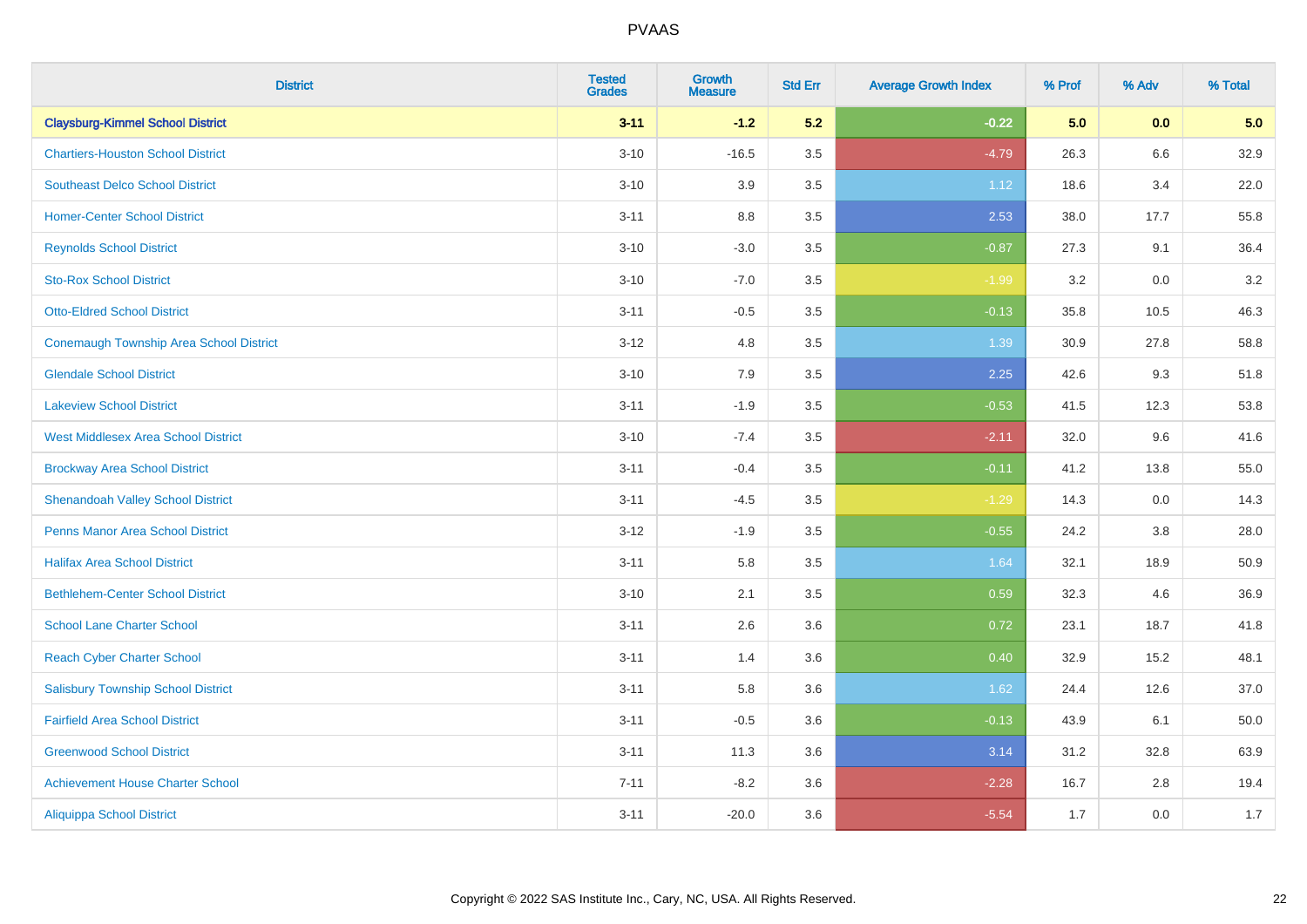| District | Tested Grades | Growth Measure | Std Err | Average Growth Index | % Prof | % Adv | % Total |
|---|---|---|---|---|---|---|---|
| **Claysburg-Kimmel School District** | **3-11** | **-1.2** | **5.2** | **-0.22** | **5.0** | **0.0** | **5.0** |
| Chartiers-Houston School District | 3-10 | -16.5 | 3.5 | -4.79 | 26.3 | 6.6 | 32.9 |
| Southeast Delco School District | 3-10 | 3.9 | 3.5 | 1.12 | 18.6 | 3.4 | 22.0 |
| Homer-Center School District | 3-11 | 8.8 | 3.5 | 2.53 | 38.0 | 17.7 | 55.8 |
| Reynolds School District | 3-10 | -3.0 | 3.5 | -0.87 | 27.3 | 9.1 | 36.4 |
| Sto-Rox School District | 3-10 | -7.0 | 3.5 | -1.99 | 3.2 | 0.0 | 3.2 |
| Otto-Eldred School District | 3-11 | -0.5 | 3.5 | -0.13 | 35.8 | 10.5 | 46.3 |
| Conemaugh Township Area School District | 3-12 | 4.8 | 3.5 | 1.39 | 30.9 | 27.8 | 58.8 |
| Glendale School District | 3-10 | 7.9 | 3.5 | 2.25 | 42.6 | 9.3 | 51.8 |
| Lakeview School District | 3-11 | -1.9 | 3.5 | -0.53 | 41.5 | 12.3 | 53.8 |
| West Middlesex Area School District | 3-10 | -7.4 | 3.5 | -2.11 | 32.0 | 9.6 | 41.6 |
| Brockway Area School District | 3-11 | -0.4 | 3.5 | -0.11 | 41.2 | 13.8 | 55.0 |
| Shenandoah Valley School District | 3-11 | -4.5 | 3.5 | -1.29 | 14.3 | 0.0 | 14.3 |
| Penns Manor Area School District | 3-12 | -1.9 | 3.5 | -0.55 | 24.2 | 3.8 | 28.0 |
| Halifax Area School District | 3-11 | 5.8 | 3.5 | 1.64 | 32.1 | 18.9 | 50.9 |
| Bethlehem-Center School District | 3-10 | 2.1 | 3.5 | 0.59 | 32.3 | 4.6 | 36.9 |
| School Lane Charter School | 3-11 | 2.6 | 3.6 | 0.72 | 23.1 | 18.7 | 41.8 |
| Reach Cyber Charter School | 3-11 | 1.4 | 3.6 | 0.40 | 32.9 | 15.2 | 48.1 |
| Salisbury Township School District | 3-11 | 5.8 | 3.6 | 1.62 | 24.4 | 12.6 | 37.0 |
| Fairfield Area School District | 3-11 | -0.5 | 3.6 | -0.13 | 43.9 | 6.1 | 50.0 |
| Greenwood School District | 3-11 | 11.3 | 3.6 | 3.14 | 31.2 | 32.8 | 63.9 |
| Achievement House Charter School | 7-11 | -8.2 | 3.6 | -2.28 | 16.7 | 2.8 | 19.4 |
| Aliquippa School District | 3-11 | -20.0 | 3.6 | -5.54 | 1.7 | 0.0 | 1.7 |

Copyright © 2022 SAS Institute Inc., Cary, NC, USA. All Rights Reserved.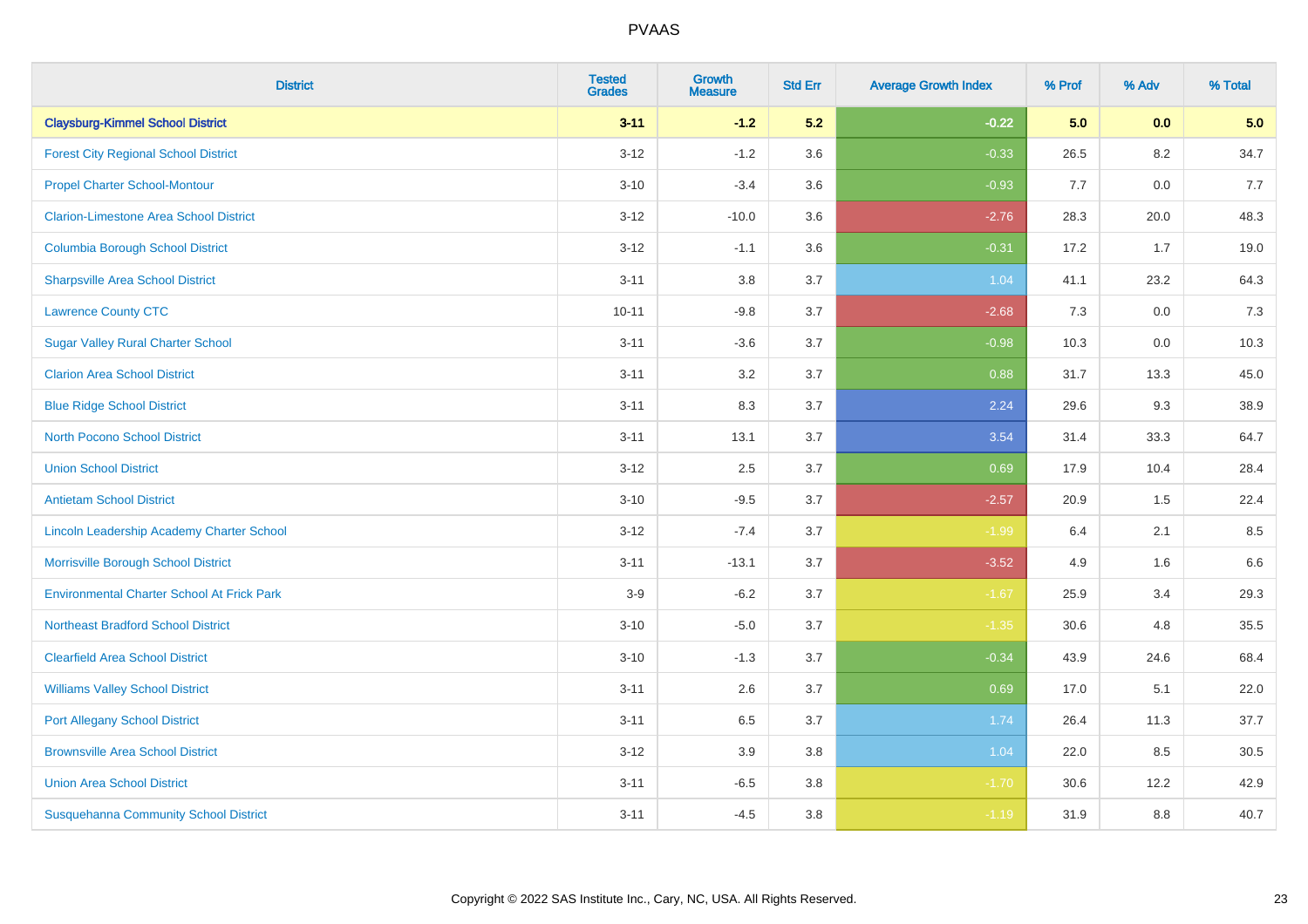# PVAAS

| District | Tested Grades | Growth Measure | Std Err | Average Growth Index | % Prof | % Adv | % Total |
|---|---|---|---|---|---|---|---|
| **Claysburg-Kimmel School District** | **3-11** | **-1.2** | **5.2** | **-0.22** | **5.0** | **0.0** | **5.0** |
| Forest City Regional School District | 3-12 | -1.2 | 3.6 | -0.33 | 26.5 | 8.2 | 34.7 |
| Propel Charter School-Montour | 3-10 | -3.4 | 3.6 | -0.93 | 7.7 | 0.0 | 7.7 |
| Clarion-Limestone Area School District | 3-12 | -10.0 | 3.6 | -2.76 | 28.3 | 20.0 | 48.3 |
| Columbia Borough School District | 3-12 | -1.1 | 3.6 | -0.31 | 17.2 | 1.7 | 19.0 |
| Sharpsville Area School District | 3-11 | 3.8 | 3.7 | 1.04 | 41.1 | 23.2 | 64.3 |
| Lawrence County CTC | 10-11 | -9.8 | 3.7 | -2.68 | 7.3 | 0.0 | 7.3 |
| Sugar Valley Rural Charter School | 3-11 | -3.6 | 3.7 | -0.98 | 10.3 | 0.0 | 10.3 |
| Clarion Area School District | 3-11 | 3.2 | 3.7 | 0.88 | 31.7 | 13.3 | 45.0 |
| Blue Ridge School District | 3-11 | 8.3 | 3.7 | 2.24 | 29.6 | 9.3 | 38.9 |
| North Pocono School District | 3-11 | 13.1 | 3.7 | 3.54 | 31.4 | 33.3 | 64.7 |
| Union School District | 3-12 | 2.5 | 3.7 | 0.69 | 17.9 | 10.4 | 28.4 |
| Antietam School District | 3-10 | -9.5 | 3.7 | -2.57 | 20.9 | 1.5 | 22.4 |
| Lincoln Leadership Academy Charter School | 3-12 | -7.4 | 3.7 | -1.99 | 6.4 | 2.1 | 8.5 |
| Morrisville Borough School District | 3-11 | -13.1 | 3.7 | -3.52 | 4.9 | 1.6 | 6.6 |
| Environmental Charter School At Frick Park | 3-9 | -6.2 | 3.7 | -1.67 | 25.9 | 3.4 | 29.3 |
| Northeast Bradford School District | 3-10 | -5.0 | 3.7 | -1.35 | 30.6 | 4.8 | 35.5 |
| Clearfield Area School District | 3-10 | -1.3 | 3.7 | -0.34 | 43.9 | 24.6 | 68.4 |
| Williams Valley School District | 3-11 | 2.6 | 3.7 | 0.69 | 17.0 | 5.1 | 22.0 |
| Port Allegany School District | 3-11 | 6.5 | 3.7 | 1.74 | 26.4 | 11.3 | 37.7 |
| Brownsville Area School District | 3-12 | 3.9 | 3.8 | 1.04 | 22.0 | 8.5 | 30.5 |
| Union Area School District | 3-11 | -6.5 | 3.8 | -1.70 | 30.6 | 12.2 | 42.9 |
| Susquehanna Community School District | 3-11 | -4.5 | 3.8 | -1.19 | 31.9 | 8.8 | 40.7 |

Copyright © 2022 SAS Institute Inc., Cary, NC, USA. All Rights Reserved.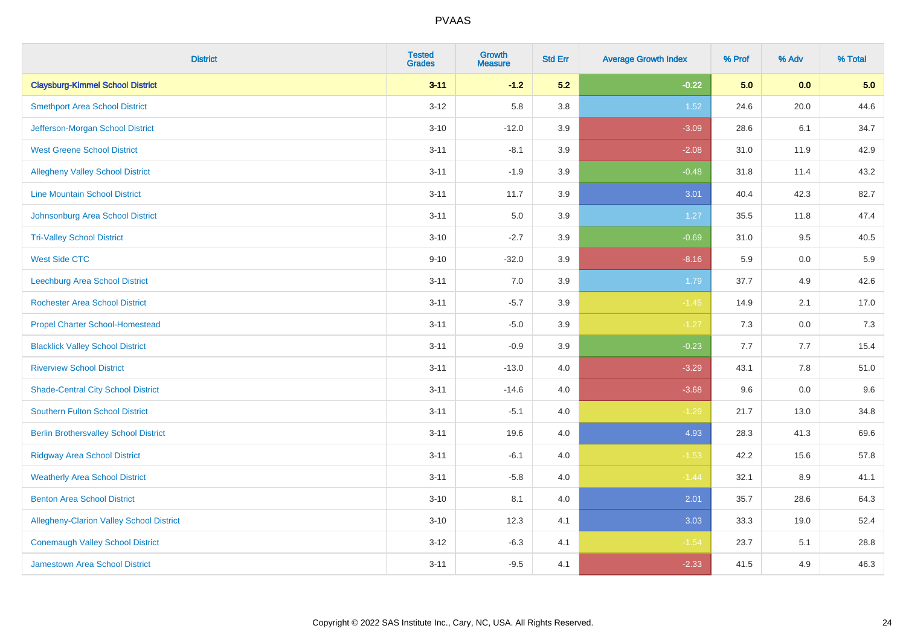| District | Tested Grades | Growth Measure | Std Err | Average Growth Index | % Prof | % Adv | % Total |
|---|---|---|---|---|---|---|---|
| **Claysburg-Kimmel School District** | **3-11** | **-1.2** | **5.2** | **-0.22** | **5.0** | **0.0** | **5.0** |
| Smethport Area School District | 3-12 | 5.8 | 3.8 | 1.52 | 24.6 | 20.0 | 44.6 |
| Jefferson-Morgan School District | 3-10 | -12.0 | 3.9 | -3.09 | 28.6 | 6.1 | 34.7 |
| West Greene School District | 3-11 | -8.1 | 3.9 | -2.08 | 31.0 | 11.9 | 42.9 |
| Allegheny Valley School District | 3-11 | -1.9 | 3.9 | -0.48 | 31.8 | 11.4 | 43.2 |
| Line Mountain School District | 3-11 | 11.7 | 3.9 | 3.01 | 40.4 | 42.3 | 82.7 |
| Johnsonburg Area School District | 3-11 | 5.0 | 3.9 | 1.27 | 35.5 | 11.8 | 47.4 |
| Tri-Valley School District | 3-10 | -2.7 | 3.9 | -0.69 | 31.0 | 9.5 | 40.5 |
| West Side CTC | 9-10 | -32.0 | 3.9 | -8.16 | 5.9 | 0.0 | 5.9 |
| Leechburg Area School District | 3-11 | 7.0 | 3.9 | 1.79 | 37.7 | 4.9 | 42.6 |
| Rochester Area School District | 3-11 | -5.7 | 3.9 | -1.45 | 14.9 | 2.1 | 17.0 |
| Propel Charter School-Homestead | 3-11 | -5.0 | 3.9 | -1.27 | 7.3 | 0.0 | 7.3 |
| Blacklick Valley School District | 3-11 | -0.9 | 3.9 | -0.23 | 7.7 | 7.7 | 15.4 |
| Riverview School District | 3-11 | -13.0 | 4.0 | -3.29 | 43.1 | 7.8 | 51.0 |
| Shade-Central City School District | 3-11 | -14.6 | 4.0 | -3.68 | 9.6 | 0.0 | 9.6 |
| Southern Fulton School District | 3-11 | -5.1 | 4.0 | -1.29 | 21.7 | 13.0 | 34.8 |
| Berlin Brothersvalley School District | 3-11 | 19.6 | 4.0 | 4.93 | 28.3 | 41.3 | 69.6 |
| Ridgway Area School District | 3-11 | -6.1 | 4.0 | -1.53 | 42.2 | 15.6 | 57.8 |
| Weatherly Area School District | 3-11 | -5.8 | 4.0 | -1.44 | 32.1 | 8.9 | 41.1 |
| Benton Area School District | 3-10 | 8.1 | 4.0 | 2.01 | 35.7 | 28.6 | 64.3 |
| Allegheny-Clarion Valley School District | 3-10 | 12.3 | 4.1 | 3.03 | 33.3 | 19.0 | 52.4 |
| Conemaugh Valley School District | 3-12 | -6.3 | 4.1 | -1.54 | 23.7 | 5.1 | 28.8 |
| Jamestown Area School District | 3-11 | -9.5 | 4.1 | -2.33 | 41.5 | 4.9 | 46.3 |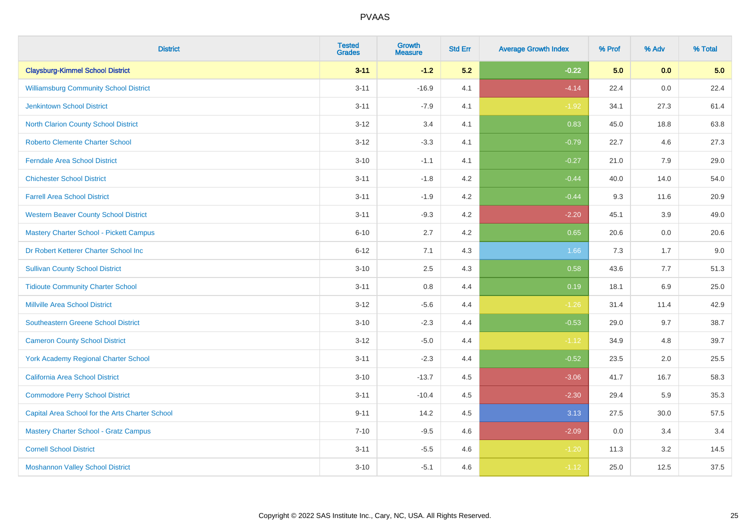| District | Tested Grades | Growth Measure | Std Err | Average Growth Index | % Prof | % Adv | % Total |
|---|---|---|---|---|---|---|---|
| **Claysburg-Kimmel School District** | **3-11** | **-1.2** | **5.2** | **-0.22** | **5.0** | **0.0** | **5.0** |
| Williamsburg Community School District | 3-11 | -16.9 | 4.1 | -4.14 | 22.4 | 0.0 | 22.4 |
| Jenkintown School District | 3-11 | -7.9 | 4.1 | -1.92 | 34.1 | 27.3 | 61.4 |
| North Clarion County School District | 3-12 | 3.4 | 4.1 | 0.83 | 45.0 | 18.8 | 63.8 |
| Roberto Clemente Charter School | 3-12 | -3.3 | 4.1 | -0.79 | 22.7 | 4.6 | 27.3 |
| Ferndale Area School District | 3-10 | -1.1 | 4.1 | -0.27 | 21.0 | 7.9 | 29.0 |
| Chichester School District | 3-11 | -1.8 | 4.2 | -0.44 | 40.0 | 14.0 | 54.0 |
| Farrell Area School District | 3-11 | -1.9 | 4.2 | -0.44 | 9.3 | 11.6 | 20.9 |
| Western Beaver County School District | 3-11 | -9.3 | 4.2 | -2.20 | 45.1 | 3.9 | 49.0 |
| Mastery Charter School - Pickett Campus | 6-10 | 2.7 | 4.2 | 0.65 | 20.6 | 0.0 | 20.6 |
| Dr Robert Ketterer Charter School Inc | 6-12 | 7.1 | 4.3 | 1.66 | 7.3 | 1.7 | 9.0 |
| Sullivan County School District | 3-10 | 2.5 | 4.3 | 0.58 | 43.6 | 7.7 | 51.3 |
| Tidioute Community Charter School | 3-11 | 0.8 | 4.4 | 0.19 | 18.1 | 6.9 | 25.0 |
| Millville Area School District | 3-12 | -5.6 | 4.4 | -1.26 | 31.4 | 11.4 | 42.9 |
| Southeastern Greene School District | 3-10 | -2.3 | 4.4 | -0.53 | 29.0 | 9.7 | 38.7 |
| Cameron County School District | 3-12 | -5.0 | 4.4 | -1.12 | 34.9 | 4.8 | 39.7 |
| York Academy Regional Charter School | 3-11 | -2.3 | 4.4 | -0.52 | 23.5 | 2.0 | 25.5 |
| California Area School District | 3-10 | -13.7 | 4.5 | -3.06 | 41.7 | 16.7 | 58.3 |
| Commodore Perry School District | 3-11 | -10.4 | 4.5 | -2.30 | 29.4 | 5.9 | 35.3 |
| Capital Area School for the Arts Charter School | 9-11 | 14.2 | 4.5 | 3.13 | 27.5 | 30.0 | 57.5 |
| Mastery Charter School - Gratz Campus | 7-10 | -9.5 | 4.6 | -2.09 | 0.0 | 3.4 | 3.4 |
| Cornell School District | 3-11 | -5.5 | 4.6 | -1.20 | 11.3 | 3.2 | 14.5 |
| Moshannon Valley School District | 3-10 | -5.1 | 4.6 | -1.12 | 25.0 | 12.5 | 37.5 |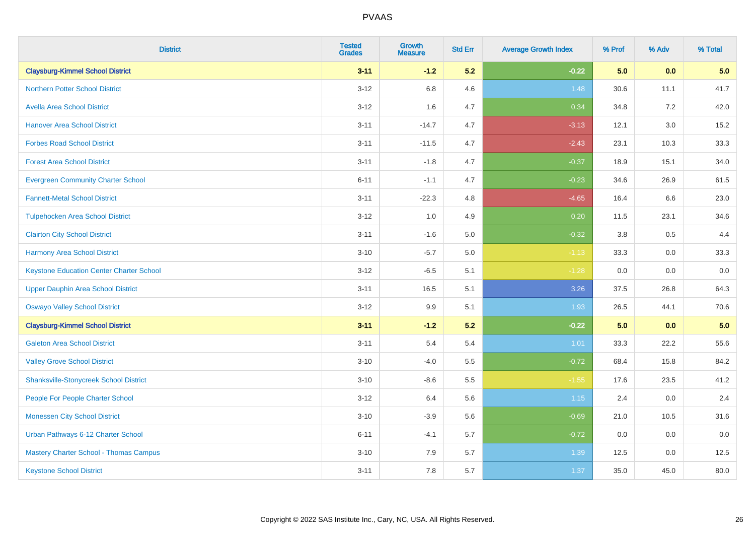| District | Tested Grades | Growth Measure | Std Err | Average Growth Index | % Prof | % Adv | % Total |
|---|---|---|---|---|---|---|---|
| **Claysburg-Kimmel School District** | **3-11** | **-1.2** | **5.2** | **-0.22** | **5.0** | **0.0** | **5.0** |
| Northern Potter School District | 3-12 | 6.8 | 4.6 | 1.48 | 30.6 | 11.1 | 41.7 |
| Avella Area School District | 3-12 | 1.6 | 4.7 | 0.34 | 34.8 | 7.2 | 42.0 |
| Hanover Area School District | 3-11 | -14.7 | 4.7 | -3.13 | 12.1 | 3.0 | 15.2 |
| Forbes Road School District | 3-11 | -11.5 | 4.7 | -2.43 | 23.1 | 10.3 | 33.3 |
| Forest Area School District | 3-11 | -1.8 | 4.7 | -0.37 | 18.9 | 15.1 | 34.0 |
| Evergreen Community Charter School | 6-11 | -1.1 | 4.7 | -0.23 | 34.6 | 26.9 | 61.5 |
| Fannett-Metal School District | 3-11 | -22.3 | 4.8 | -4.65 | 16.4 | 6.6 | 23.0 |
| Tulpehocken Area School District | 3-12 | 1.0 | 4.9 | 0.20 | 11.5 | 23.1 | 34.6 |
| Clairton City School District | 3-11 | -1.6 | 5.0 | -0.32 | 3.8 | 0.5 | 4.4 |
| Harmony Area School District | 3-10 | -5.7 | 5.0 | -1.13 | 33.3 | 0.0 | 33.3 |
| Keystone Education Center Charter School | 3-12 | -6.5 | 5.1 | -1.28 | 0.0 | 0.0 | 0.0 |
| Upper Dauphin Area School District | 3-11 | 16.5 | 5.1 | 3.26 | 37.5 | 26.8 | 64.3 |
| Oswayo Valley School District | 3-12 | 9.9 | 5.1 | 1.93 | 26.5 | 44.1 | 70.6 |
| **Claysburg-Kimmel School District** | **3-11** | **-1.2** | **5.2** | **-0.22** | **5.0** | **0.0** | **5.0** |
| Galeton Area School District | 3-11 | 5.4 | 5.4 | 1.01 | 33.3 | 22.2 | 55.6 |
| Valley Grove School District | 3-10 | -4.0 | 5.5 | -0.72 | 68.4 | 15.8 | 84.2 |
| Shanksville-Stonycreek School District | 3-10 | -8.6 | 5.5 | -1.55 | 17.6 | 23.5 | 41.2 |
| People For People Charter School | 3-12 | 6.4 | 5.6 | 1.15 | 2.4 | 0.0 | 2.4 |
| Monessen City School District | 3-10 | -3.9 | 5.6 | -0.69 | 21.0 | 10.5 | 31.6 |
| Urban Pathways 6-12 Charter School | 6-11 | -4.1 | 5.7 | -0.72 | 0.0 | 0.0 | 0.0 |
| Mastery Charter School - Thomas Campus | 3-10 | 7.9 | 5.7 | 1.39 | 12.5 | 0.0 | 12.5 |
| Keystone School District | 3-11 | 7.8 | 5.7 | 1.37 | 35.0 | 45.0 | 80.0 |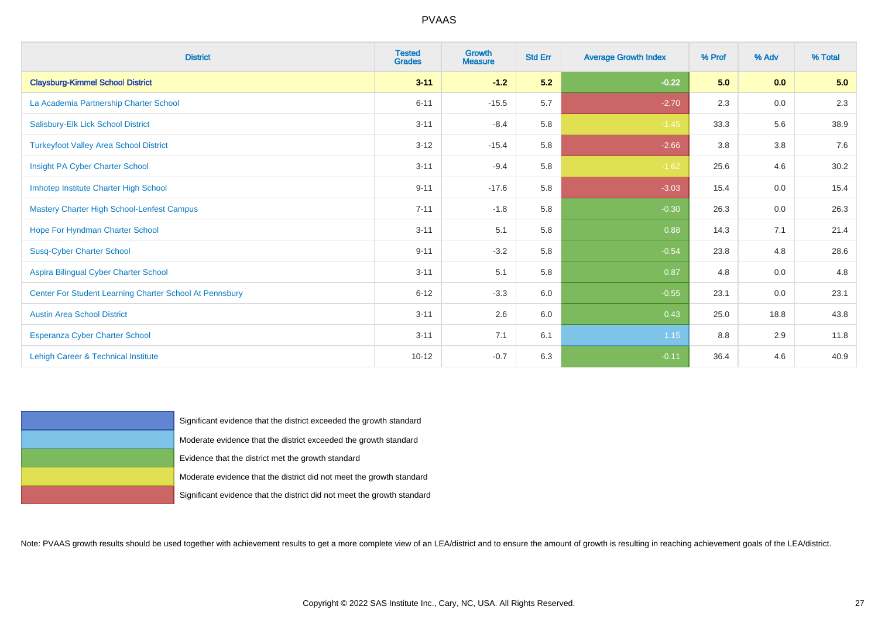PVAAS

| District | Tested Grades | Growth Measure | Std Err | Average Growth Index | % Prof | % Adv | % Total |
|---|---|---|---|---|---|---|---|
| **Claysburg-Kimmel School District** | **3-11** | **-1.2** | **5.2** | **-0.22** | **5.0** | **0.0** | **5.0** |
| La Academia Partnership Charter School | 6-11 | -15.5 | 5.7 | -2.70 | 2.3 | 0.0 | 2.3 |
| Salisbury-Elk Lick School District | 3-11 | -8.4 | 5.8 | -1.45 | 33.3 | 5.6 | 38.9 |
| Turkeyfoot Valley Area School District | 3-12 | -15.4 | 5.8 | -2.66 | 3.8 | 3.8 | 7.6 |
| Insight PA Cyber Charter School | 3-11 | -9.4 | 5.8 | -1.62 | 25.6 | 4.6 | 30.2 |
| Imhotep Institute Charter High School | 9-11 | -17.6 | 5.8 | -3.03 | 15.4 | 0.0 | 15.4 |
| Mastery Charter High School-Lenfest Campus | 7-11 | -1.8 | 5.8 | -0.30 | 26.3 | 0.0 | 26.3 |
| Hope For Hyndman Charter School | 3-11 | 5.1 | 5.8 | 0.88 | 14.3 | 7.1 | 21.4 |
| Susq-Cyber Charter School | 9-11 | -3.2 | 5.8 | -0.54 | 23.8 | 4.8 | 28.6 |
| Aspira Bilingual Cyber Charter School | 3-11 | 5.1 | 5.8 | 0.87 | 4.8 | 0.0 | 4.8 |
| Center For Student Learning Charter School At Pennsbury | 6-12 | -3.3 | 6.0 | -0.55 | 23.1 | 0.0 | 23.1 |
| Austin Area School District | 3-11 | 2.6 | 6.0 | 0.43 | 25.0 | 18.8 | 43.8 |
| Esperanza Cyber Charter School | 3-11 | 7.1 | 6.1 | 1.15 | 8.8 | 2.9 | 11.8 |
| Lehigh Career & Technical Institute | 10-12 | -0.7 | 6.3 | -0.11 | 36.4 | 4.6 | 40.9 |

Significant evidence that the district exceeded the growth standard

Moderate evidence that the district exceeded the growth standard

Evidence that the district met the growth standard

Moderate evidence that the district did not meet the growth standard

Significant evidence that the district did not meet the growth standard

Note: PVAAS growth results should be used together with achievement results to get a more complete view of an LEA/district and to ensure the amount of growth is resulting in reaching achievement goals of the LEA/district.

Copyright © 2022 SAS Institute Inc., Cary, NC, USA. All Rights Reserved.